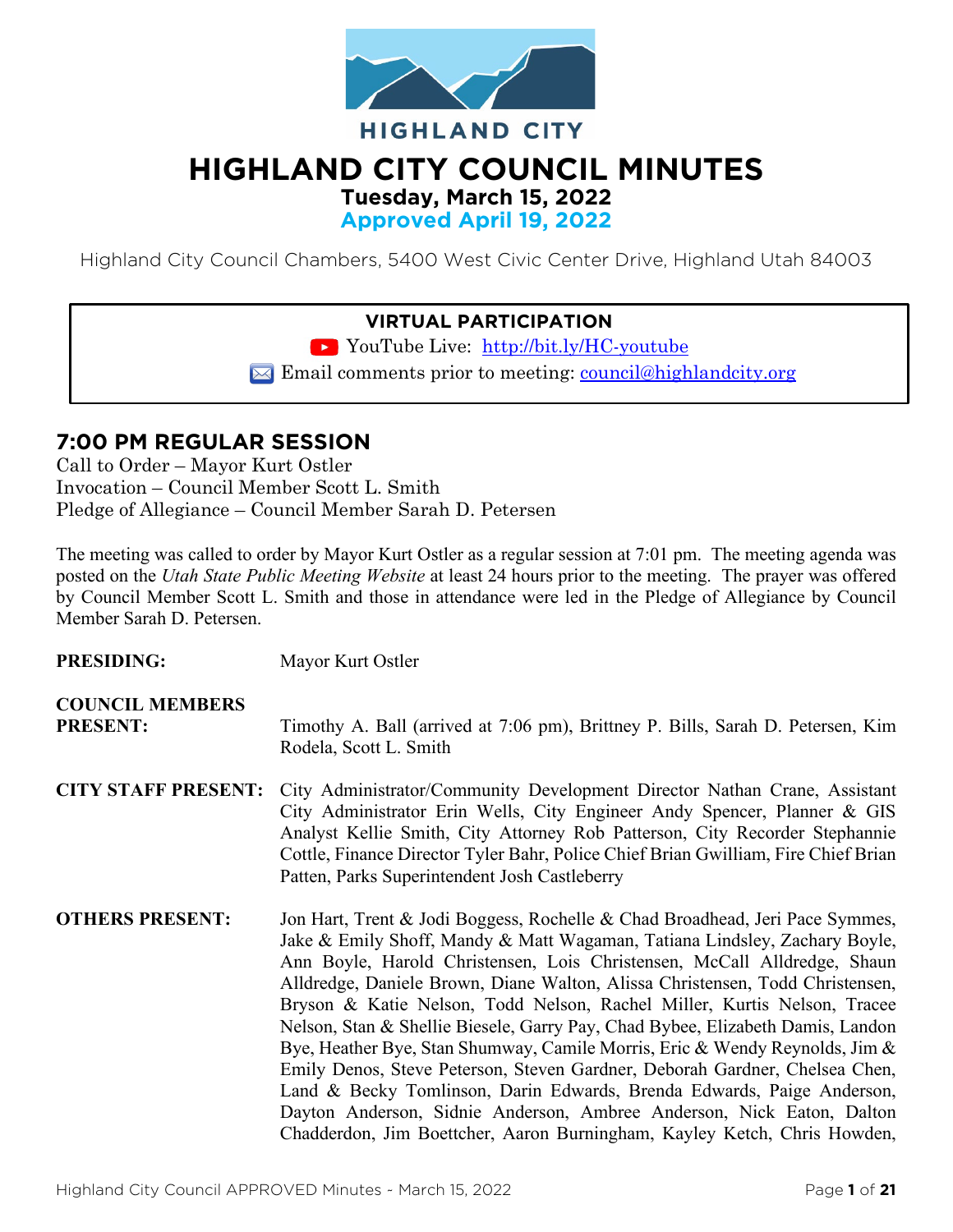HIGHLAND CITY

# HIGHLAND CITY COUNCIL MINUTES

**Tuesday, March 15, 2022**

**Approved April 19, 2022**

Highland City Council Chambers, 5400 West Civic Center Drive, Highland Utah 84003

**VIRTUAL PARTICIPATION**

YouTube Live: http://bit.ly/HC-youtube

Email comments prior to meeting: council@highlandcity.org

## 7:00 PM REGULAR SESSION

Call to Order – Mayor Kurt Ostler
Invocation – Council Member Scott L. Smith
Pledge of Allegiance – Council Member Sarah D. Petersen

The meeting was called to order by Mayor Kurt Ostler as a regular session at 7:01 pm. The meeting agenda was posted on the *Utah State Public Meeting Website* at least 24 hours prior to the meeting. The prayer was offered by Council Member Scott L. Smith and those in attendance were led in the Pledge of Allegiance by Council Member Sarah D. Petersen.

**PRESIDING:** Mayor Kurt Ostler

**COUNCIL MEMBERS PRESENT:** Timothy A. Ball (arrived at 7:06 pm), Brittney P. Bills, Sarah D. Petersen, Kim Rodela, Scott L. Smith

**CITY STAFF PRESENT:** City Administrator/Community Development Director Nathan Crane, Assistant City Administrator Erin Wells, City Engineer Andy Spencer, Planner & GIS Analyst Kellie Smith, City Attorney Rob Patterson, City Recorder Stephannie Cottle, Finance Director Tyler Bahr, Police Chief Brian Gwilliam, Fire Chief Brian Patten, Parks Superintendent Josh Castleberry

**OTHERS PRESENT:** Jon Hart, Trent & Jodi Boggess, Rochelle & Chad Broadhead, Jeri Pace Symmes, Jake & Emily Shoff, Mandy & Matt Wagaman, Tatiana Lindsley, Zachary Boyle, Ann Boyle, Harold Christensen, Lois Christensen, McCall Alldredge, Shaun Alldredge, Daniele Brown, Diane Walton, Alissa Christensen, Todd Christensen, Bryson & Katie Nelson, Todd Nelson, Rachel Miller, Kurtis Nelson, Tracee Nelson, Stan & Shellie Biesele, Garry Pay, Chad Bybee, Elizabeth Damis, Landon Bye, Heather Bye, Stan Shumway, Camile Morris, Eric & Wendy Reynolds, Jim & Emily Denos, Steve Peterson, Steven Gardner, Deborah Gardner, Chelsea Chen, Land & Becky Tomlinson, Darin Edwards, Brenda Edwards, Paige Anderson, Dayton Anderson, Sidnie Anderson, Ambree Anderson, Nick Eaton, Dalton Chadderdon, Jim Boettcher, Aaron Burningham, Kayley Ketch, Chris Howden,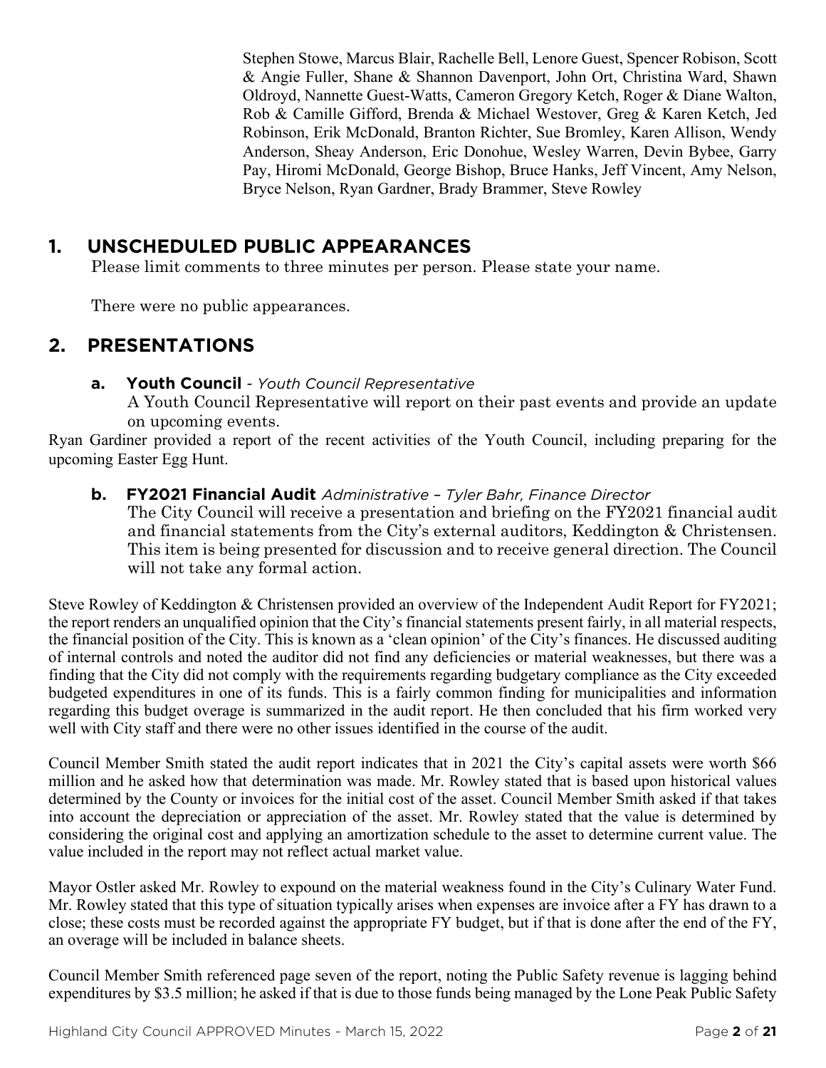Stephen Stowe, Marcus Blair, Rachelle Bell, Lenore Guest, Spencer Robison, Scott & Angie Fuller, Shane & Shannon Davenport, John Ort, Christina Ward, Shawn Oldroyd, Nannette Guest-Watts, Cameron Gregory Ketch, Roger & Diane Walton, Rob & Camille Gifford, Brenda & Michael Westover, Greg & Karen Ketch, Jed Robinson, Erik McDonald, Branton Richter, Sue Bromley, Karen Allison, Wendy Anderson, Sheay Anderson, Eric Donohue, Wesley Warren, Devin Bybee, Garry Pay, Hiromi McDonald, George Bishop, Bruce Hanks, Jeff Vincent, Amy Nelson, Bryce Nelson, Ryan Gardner, Brady Brammer, Steve Rowley

## 1. UNSCHEDULED PUBLIC APPEARANCES

Please limit comments to three minutes per person. Please state your name.

There were no public appearances.

## 2. PRESENTATIONS

### a. Youth Council - *Youth Council Representative*

A Youth Council Representative will report on their past events and provide an update on upcoming events.

Ryan Gardiner provided a report of the recent activities of the Youth Council, including preparing for the upcoming Easter Egg Hunt.

### b. FY2021 Financial Audit *Administrative – Tyler Bahr, Finance Director*

The City Council will receive a presentation and briefing on the FY2021 financial audit and financial statements from the City's external auditors, Keddington & Christensen. This item is being presented for discussion and to receive general direction. The Council will not take any formal action.

Steve Rowley of Keddington & Christensen provided an overview of the Independent Audit Report for FY2021; the report renders an unqualified opinion that the City's financial statements present fairly, in all material respects, the financial position of the City. This is known as a 'clean opinion' of the City's finances. He discussed auditing of internal controls and noted the auditor did not find any deficiencies or material weaknesses, but there was a finding that the City did not comply with the requirements regarding budgetary compliance as the City exceeded budgeted expenditures in one of its funds. This is a fairly common finding for municipalities and information regarding this budget overage is summarized in the audit report. He then concluded that his firm worked very well with City staff and there were no other issues identified in the course of the audit.

Council Member Smith stated the audit report indicates that in 2021 the City's capital assets were worth $66 million and he asked how that determination was made. Mr. Rowley stated that is based upon historical values determined by the County or invoices for the initial cost of the asset. Council Member Smith asked if that takes into account the depreciation or appreciation of the asset. Mr. Rowley stated that the value is determined by considering the original cost and applying an amortization schedule to the asset to determine current value. The value included in the report may not reflect actual market value.

Mayor Ostler asked Mr. Rowley to expound on the material weakness found in the City's Culinary Water Fund. Mr. Rowley stated that this type of situation typically arises when expenses are invoice after a FY has drawn to a close; these costs must be recorded against the appropriate FY budget, but if that is done after the end of the FY, an overage will be included in balance sheets.

Council Member Smith referenced page seven of the report, noting the Public Safety revenue is lagging behind expenditures by $3.5 million; he asked if that is due to those funds being managed by the Lone Peak Public Safety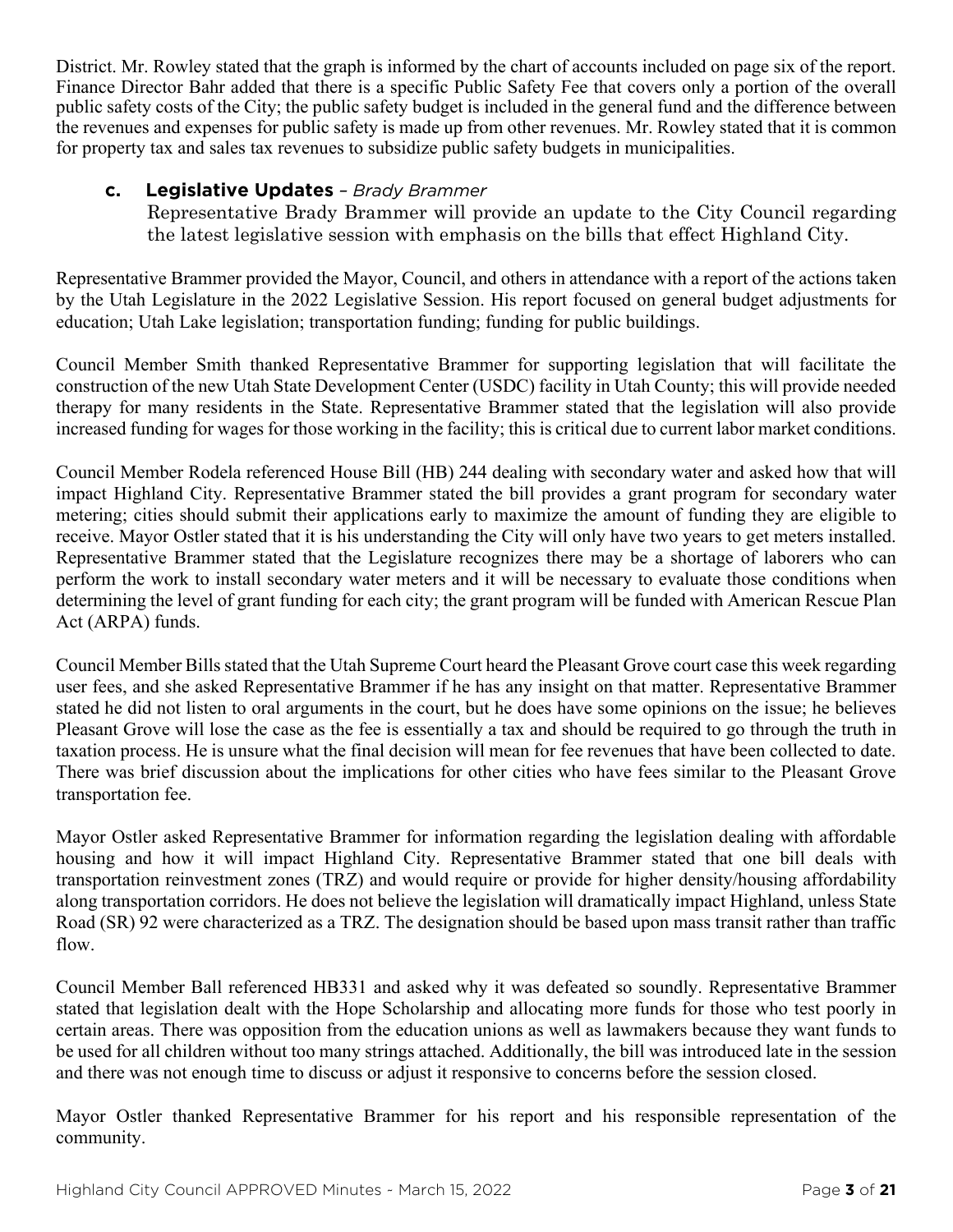District. Mr. Rowley stated that the graph is informed by the chart of accounts included on page six of the report. Finance Director Bahr added that there is a specific Public Safety Fee that covers only a portion of the overall public safety costs of the City; the public safety budget is included in the general fund and the difference between the revenues and expenses for public safety is made up from other revenues. Mr. Rowley stated that it is common for property tax and sales tax revenues to subsidize public safety budgets in municipalities.

**c. Legislative Updates** – *Brady Brammer*

Representative Brady Brammer will provide an update to the City Council regarding the latest legislative session with emphasis on the bills that effect Highland City.

Representative Brammer provided the Mayor, Council, and others in attendance with a report of the actions taken by the Utah Legislature in the 2022 Legislative Session. His report focused on general budget adjustments for education; Utah Lake legislation; transportation funding; funding for public buildings.

Council Member Smith thanked Representative Brammer for supporting legislation that will facilitate the construction of the new Utah State Development Center (USDC) facility in Utah County; this will provide needed therapy for many residents in the State. Representative Brammer stated that the legislation will also provide increased funding for wages for those working in the facility; this is critical due to current labor market conditions.

Council Member Rodela referenced House Bill (HB) 244 dealing with secondary water and asked how that will impact Highland City. Representative Brammer stated the bill provides a grant program for secondary water metering; cities should submit their applications early to maximize the amount of funding they are eligible to receive. Mayor Ostler stated that it is his understanding the City will only have two years to get meters installed. Representative Brammer stated that the Legislature recognizes there may be a shortage of laborers who can perform the work to install secondary water meters and it will be necessary to evaluate those conditions when determining the level of grant funding for each city; the grant program will be funded with American Rescue Plan Act (ARPA) funds.

Council Member Bills stated that the Utah Supreme Court heard the Pleasant Grove court case this week regarding user fees, and she asked Representative Brammer if he has any insight on that matter. Representative Brammer stated he did not listen to oral arguments in the court, but he does have some opinions on the issue; he believes Pleasant Grove will lose the case as the fee is essentially a tax and should be required to go through the truth in taxation process. He is unsure what the final decision will mean for fee revenues that have been collected to date. There was brief discussion about the implications for other cities who have fees similar to the Pleasant Grove transportation fee.

Mayor Ostler asked Representative Brammer for information regarding the legislation dealing with affordable housing and how it will impact Highland City. Representative Brammer stated that one bill deals with transportation reinvestment zones (TRZ) and would require or provide for higher density/housing affordability along transportation corridors. He does not believe the legislation will dramatically impact Highland, unless State Road (SR) 92 were characterized as a TRZ. The designation should be based upon mass transit rather than traffic flow.

Council Member Ball referenced HB331 and asked why it was defeated so soundly. Representative Brammer stated that legislation dealt with the Hope Scholarship and allocating more funds for those who test poorly in certain areas. There was opposition from the education unions as well as lawmakers because they want funds to be used for all children without too many strings attached. Additionally, the bill was introduced late in the session and there was not enough time to discuss or adjust it responsive to concerns before the session closed.

Mayor Ostler thanked Representative Brammer for his report and his responsible representation of the community.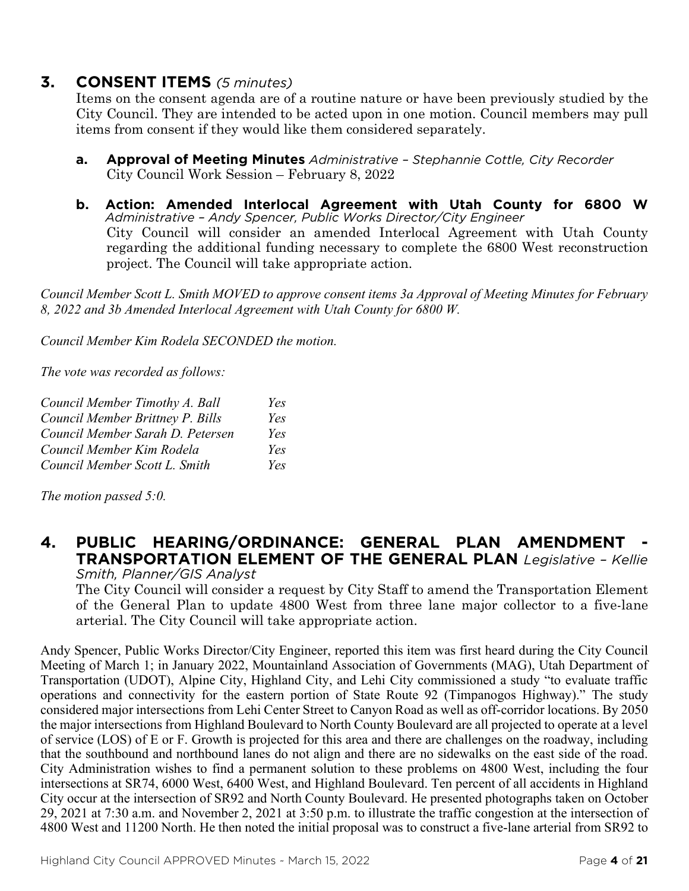## 3. CONSENT ITEMS *(5 minutes)*

Items on the consent agenda are of a routine nature or have been previously studied by the City Council. They are intended to be acted upon in one motion. Council members may pull items from consent if they would like them considered separately.

**a. Approval of Meeting Minutes** *Administrative – Stephannie Cottle, City Recorder*
City Council Work Session – February 8, 2022

**b. Action: Amended Interlocal Agreement with Utah County for 6800 W** *Administrative – Andy Spencer, Public Works Director/City Engineer*
City Council will consider an amended Interlocal Agreement with Utah County regarding the additional funding necessary to complete the 6800 West reconstruction project. The Council will take appropriate action.

*Council Member Scott L. Smith MOVED to approve consent items 3a Approval of Meeting Minutes for February 8, 2022 and 3b Amended Interlocal Agreement with Utah County for 6800 W.*

*Council Member Kim Rodela SECONDED the motion.*

*The vote was recorded as follows:*

| | |
|---|---|
| *Council Member Timothy A. Ball* | *Yes* |
| *Council Member Brittney P. Bills* | *Yes* |
| *Council Member Sarah D. Petersen* | *Yes* |
| *Council Member Kim Rodela* | *Yes* |
| *Council Member Scott L. Smith* | *Yes* |

*The motion passed 5:0.*

## 4. PUBLIC HEARING/ORDINANCE: GENERAL PLAN AMENDMENT - TRANSPORTATION ELEMENT OF THE GENERAL PLAN *Legislative – Kellie Smith, Planner/GIS Analyst*

The City Council will consider a request by City Staff to amend the Transportation Element of the General Plan to update 4800 West from three lane major collector to a five-lane arterial. The City Council will take appropriate action.

Andy Spencer, Public Works Director/City Engineer, reported this item was first heard during the City Council Meeting of March 1; in January 2022, Mountainland Association of Governments (MAG), Utah Department of Transportation (UDOT), Alpine City, Highland City, and Lehi City commissioned a study "to evaluate traffic operations and connectivity for the eastern portion of State Route 92 (Timpanogos Highway)." The study considered major intersections from Lehi Center Street to Canyon Road as well as off-corridor locations. By 2050 the major intersections from Highland Boulevard to North County Boulevard are all projected to operate at a level of service (LOS) of E or F. Growth is projected for this area and there are challenges on the roadway, including that the southbound and northbound lanes do not align and there are no sidewalks on the east side of the road. City Administration wishes to find a permanent solution to these problems on 4800 West, including the four intersections at SR74, 6000 West, 6400 West, and Highland Boulevard. Ten percent of all accidents in Highland City occur at the intersection of SR92 and North County Boulevard. He presented photographs taken on October 29, 2021 at 7:30 a.m. and November 2, 2021 at 3:50 p.m. to illustrate the traffic congestion at the intersection of 4800 West and 11200 North. He then noted the initial proposal was to construct a five-lane arterial from SR92 to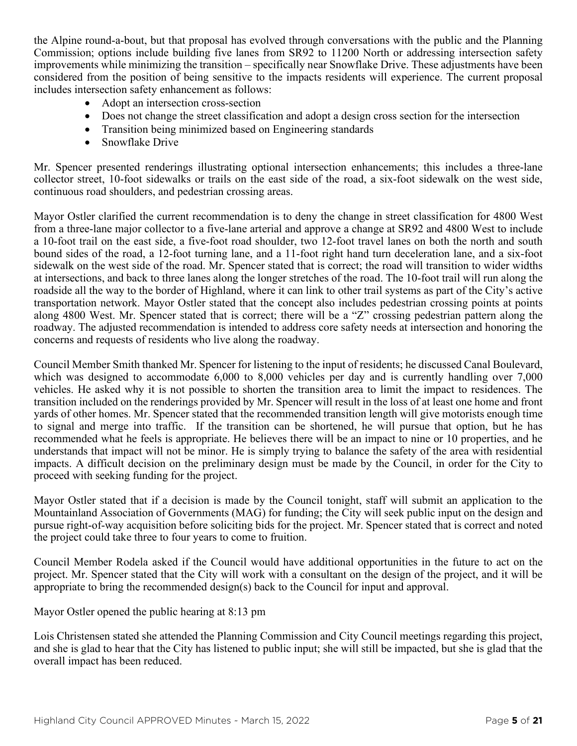the Alpine round-a-bout, but that proposal has evolved through conversations with the public and the Planning Commission; options include building five lanes from SR92 to 11200 North or addressing intersection safety improvements while minimizing the transition – specifically near Snowflake Drive. These adjustments have been considered from the position of being sensitive to the impacts residents will experience. The current proposal includes intersection safety enhancement as follows:

- Adopt an intersection cross-section
- Does not change the street classification and adopt a design cross section for the intersection
- Transition being minimized based on Engineering standards
- Snowflake Drive

Mr. Spencer presented renderings illustrating optional intersection enhancements; this includes a three-lane collector street, 10-foot sidewalks or trails on the east side of the road, a six-foot sidewalk on the west side, continuous road shoulders, and pedestrian crossing areas.

Mayor Ostler clarified the current recommendation is to deny the change in street classification for 4800 West from a three-lane major collector to a five-lane arterial and approve a change at SR92 and 4800 West to include a 10-foot trail on the east side, a five-foot road shoulder, two 12-foot travel lanes on both the north and south bound sides of the road, a 12-foot turning lane, and a 11-foot right hand turn deceleration lane, and a six-foot sidewalk on the west side of the road. Mr. Spencer stated that is correct; the road will transition to wider widths at intersections, and back to three lanes along the longer stretches of the road. The 10-foot trail will run along the roadside all the way to the border of Highland, where it can link to other trail systems as part of the City's active transportation network. Mayor Ostler stated that the concept also includes pedestrian crossing points at points along 4800 West. Mr. Spencer stated that is correct; there will be a "Z" crossing pedestrian pattern along the roadway. The adjusted recommendation is intended to address core safety needs at intersection and honoring the concerns and requests of residents who live along the roadway.

Council Member Smith thanked Mr. Spencer for listening to the input of residents; he discussed Canal Boulevard, which was designed to accommodate 6,000 to 8,000 vehicles per day and is currently handling over 7,000 vehicles. He asked why it is not possible to shorten the transition area to limit the impact to residences. The transition included on the renderings provided by Mr. Spencer will result in the loss of at least one home and front yards of other homes. Mr. Spencer stated that the recommended transition length will give motorists enough time to signal and merge into traffic. If the transition can be shortened, he will pursue that option, but he has recommended what he feels is appropriate. He believes there will be an impact to nine or 10 properties, and he understands that impact will not be minor. He is simply trying to balance the safety of the area with residential impacts. A difficult decision on the preliminary design must be made by the Council, in order for the City to proceed with seeking funding for the project.

Mayor Ostler stated that if a decision is made by the Council tonight, staff will submit an application to the Mountainland Association of Governments (MAG) for funding; the City will seek public input on the design and pursue right-of-way acquisition before soliciting bids for the project. Mr. Spencer stated that is correct and noted the project could take three to four years to come to fruition.

Council Member Rodela asked if the Council would have additional opportunities in the future to act on the project. Mr. Spencer stated that the City will work with a consultant on the design of the project, and it will be appropriate to bring the recommended design(s) back to the Council for input and approval.

Mayor Ostler opened the public hearing at 8:13 pm

Lois Christensen stated she attended the Planning Commission and City Council meetings regarding this project, and she is glad to hear that the City has listened to public input; she will still be impacted, but she is glad that the overall impact has been reduced.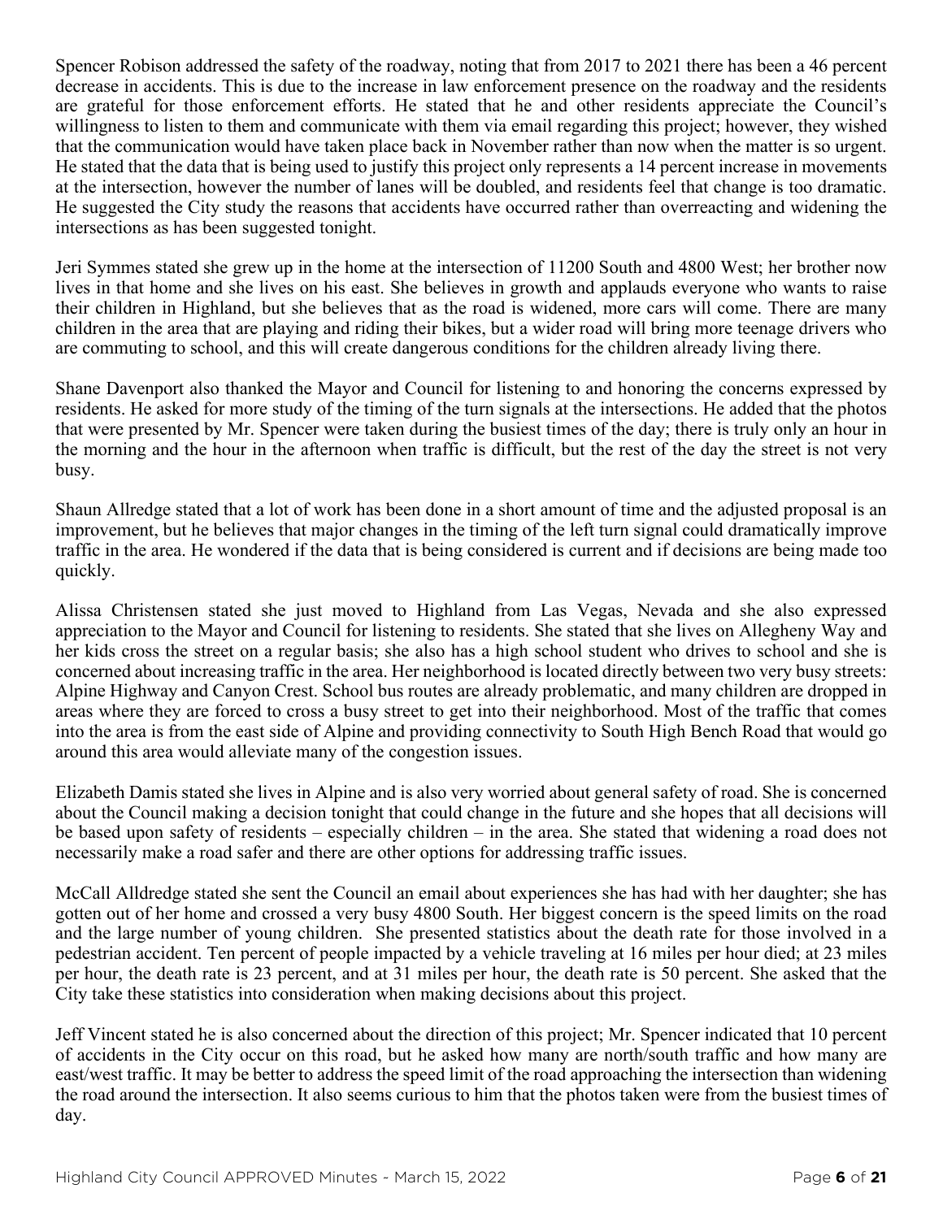Spencer Robison addressed the safety of the roadway, noting that from 2017 to 2021 there has been a 46 percent decrease in accidents. This is due to the increase in law enforcement presence on the roadway and the residents are grateful for those enforcement efforts. He stated that he and other residents appreciate the Council's willingness to listen to them and communicate with them via email regarding this project; however, they wished that the communication would have taken place back in November rather than now when the matter is so urgent. He stated that the data that is being used to justify this project only represents a 14 percent increase in movements at the intersection, however the number of lanes will be doubled, and residents feel that change is too dramatic. He suggested the City study the reasons that accidents have occurred rather than overreacting and widening the intersections as has been suggested tonight.

Jeri Symmes stated she grew up in the home at the intersection of 11200 South and 4800 West; her brother now lives in that home and she lives on his east. She believes in growth and applauds everyone who wants to raise their children in Highland, but she believes that as the road is widened, more cars will come. There are many children in the area that are playing and riding their bikes, but a wider road will bring more teenage drivers who are commuting to school, and this will create dangerous conditions for the children already living there.

Shane Davenport also thanked the Mayor and Council for listening to and honoring the concerns expressed by residents. He asked for more study of the timing of the turn signals at the intersections. He added that the photos that were presented by Mr. Spencer were taken during the busiest times of the day; there is truly only an hour in the morning and the hour in the afternoon when traffic is difficult, but the rest of the day the street is not very busy.

Shaun Allredge stated that a lot of work has been done in a short amount of time and the adjusted proposal is an improvement, but he believes that major changes in the timing of the left turn signal could dramatically improve traffic in the area. He wondered if the data that is being considered is current and if decisions are being made too quickly.

Alissa Christensen stated she just moved to Highland from Las Vegas, Nevada and she also expressed appreciation to the Mayor and Council for listening to residents. She stated that she lives on Allegheny Way and her kids cross the street on a regular basis; she also has a high school student who drives to school and she is concerned about increasing traffic in the area. Her neighborhood is located directly between two very busy streets: Alpine Highway and Canyon Crest. School bus routes are already problematic, and many children are dropped in areas where they are forced to cross a busy street to get into their neighborhood. Most of the traffic that comes into the area is from the east side of Alpine and providing connectivity to South High Bench Road that would go around this area would alleviate many of the congestion issues.

Elizabeth Damis stated she lives in Alpine and is also very worried about general safety of road. She is concerned about the Council making a decision tonight that could change in the future and she hopes that all decisions will be based upon safety of residents – especially children – in the area. She stated that widening a road does not necessarily make a road safer and there are other options for addressing traffic issues.

McCall Alldredge stated she sent the Council an email about experiences she has had with her daughter; she has gotten out of her home and crossed a very busy 4800 South. Her biggest concern is the speed limits on the road and the large number of young children. She presented statistics about the death rate for those involved in a pedestrian accident. Ten percent of people impacted by a vehicle traveling at 16 miles per hour died; at 23 miles per hour, the death rate is 23 percent, and at 31 miles per hour, the death rate is 50 percent. She asked that the City take these statistics into consideration when making decisions about this project.

Jeff Vincent stated he is also concerned about the direction of this project; Mr. Spencer indicated that 10 percent of accidents in the City occur on this road, but he asked how many are north/south traffic and how many are east/west traffic. It may be better to address the speed limit of the road approaching the intersection than widening the road around the intersection. It also seems curious to him that the photos taken were from the busiest times of day.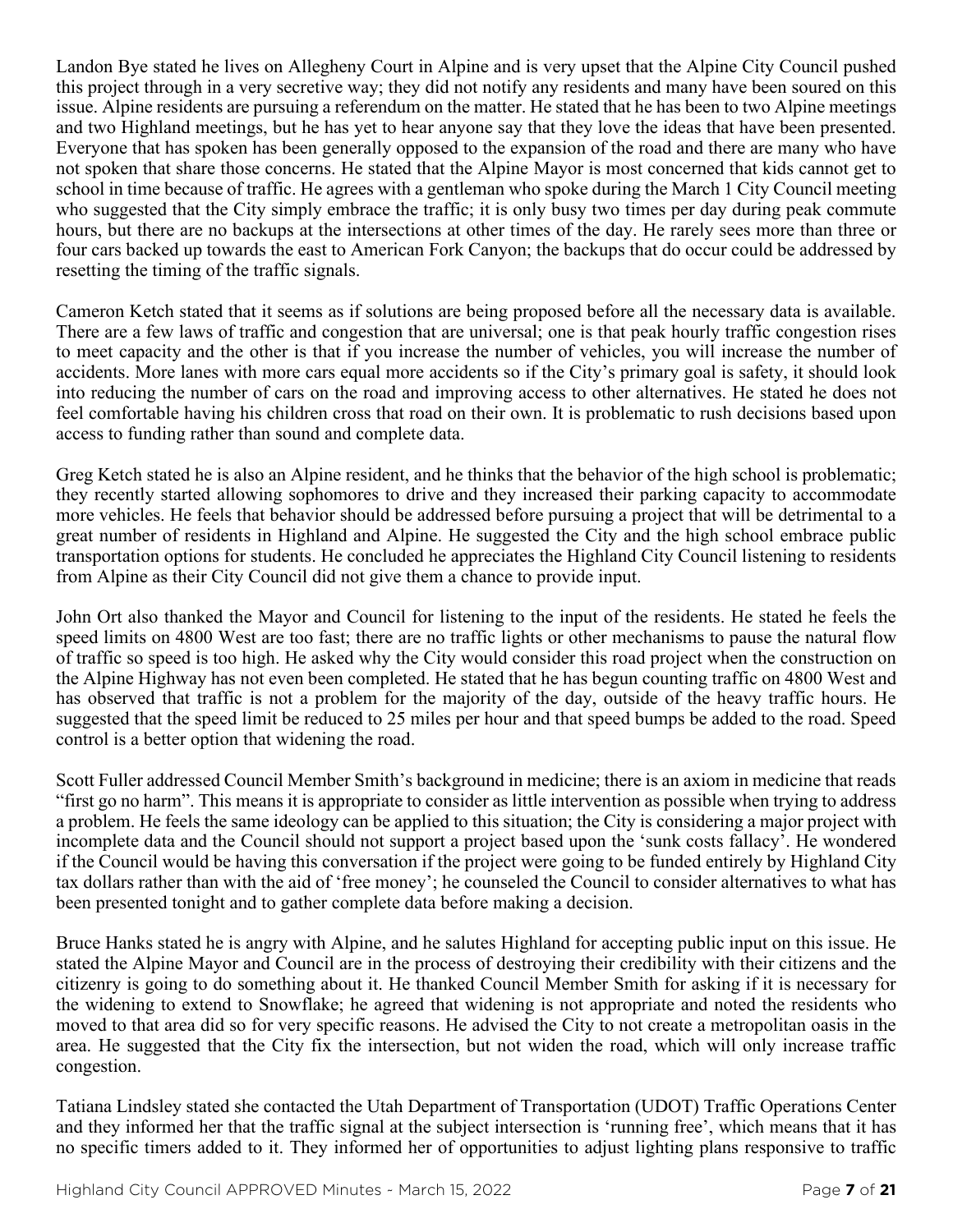Landon Bye stated he lives on Allegheny Court in Alpine and is very upset that the Alpine City Council pushed this project through in a very secretive way; they did not notify any residents and many have been soured on this issue. Alpine residents are pursuing a referendum on the matter. He stated that he has been to two Alpine meetings and two Highland meetings, but he has yet to hear anyone say that they love the ideas that have been presented. Everyone that has spoken has been generally opposed to the expansion of the road and there are many who have not spoken that share those concerns. He stated that the Alpine Mayor is most concerned that kids cannot get to school in time because of traffic. He agrees with a gentleman who spoke during the March 1 City Council meeting who suggested that the City simply embrace the traffic; it is only busy two times per day during peak commute hours, but there are no backups at the intersections at other times of the day. He rarely sees more than three or four cars backed up towards the east to American Fork Canyon; the backups that do occur could be addressed by resetting the timing of the traffic signals.

Cameron Ketch stated that it seems as if solutions are being proposed before all the necessary data is available. There are a few laws of traffic and congestion that are universal; one is that peak hourly traffic congestion rises to meet capacity and the other is that if you increase the number of vehicles, you will increase the number of accidents. More lanes with more cars equal more accidents so if the City's primary goal is safety, it should look into reducing the number of cars on the road and improving access to other alternatives. He stated he does not feel comfortable having his children cross that road on their own. It is problematic to rush decisions based upon access to funding rather than sound and complete data.

Greg Ketch stated he is also an Alpine resident, and he thinks that the behavior of the high school is problematic; they recently started allowing sophomores to drive and they increased their parking capacity to accommodate more vehicles. He feels that behavior should be addressed before pursuing a project that will be detrimental to a great number of residents in Highland and Alpine. He suggested the City and the high school embrace public transportation options for students. He concluded he appreciates the Highland City Council listening to residents from Alpine as their City Council did not give them a chance to provide input.

John Ort also thanked the Mayor and Council for listening to the input of the residents. He stated he feels the speed limits on 4800 West are too fast; there are no traffic lights or other mechanisms to pause the natural flow of traffic so speed is too high. He asked why the City would consider this road project when the construction on the Alpine Highway has not even been completed. He stated that he has begun counting traffic on 4800 West and has observed that traffic is not a problem for the majority of the day, outside of the heavy traffic hours. He suggested that the speed limit be reduced to 25 miles per hour and that speed bumps be added to the road. Speed control is a better option that widening the road.

Scott Fuller addressed Council Member Smith's background in medicine; there is an axiom in medicine that reads "first go no harm". This means it is appropriate to consider as little intervention as possible when trying to address a problem. He feels the same ideology can be applied to this situation; the City is considering a major project with incomplete data and the Council should not support a project based upon the 'sunk costs fallacy'. He wondered if the Council would be having this conversation if the project were going to be funded entirely by Highland City tax dollars rather than with the aid of 'free money'; he counseled the Council to consider alternatives to what has been presented tonight and to gather complete data before making a decision.

Bruce Hanks stated he is angry with Alpine, and he salutes Highland for accepting public input on this issue. He stated the Alpine Mayor and Council are in the process of destroying their credibility with their citizens and the citizenry is going to do something about it. He thanked Council Member Smith for asking if it is necessary for the widening to extend to Snowflake; he agreed that widening is not appropriate and noted the residents who moved to that area did so for very specific reasons. He advised the City to not create a metropolitan oasis in the area. He suggested that the City fix the intersection, but not widen the road, which will only increase traffic congestion.

Tatiana Lindsley stated she contacted the Utah Department of Transportation (UDOT) Traffic Operations Center and they informed her that the traffic signal at the subject intersection is 'running free', which means that it has no specific timers added to it. They informed her of opportunities to adjust lighting plans responsive to traffic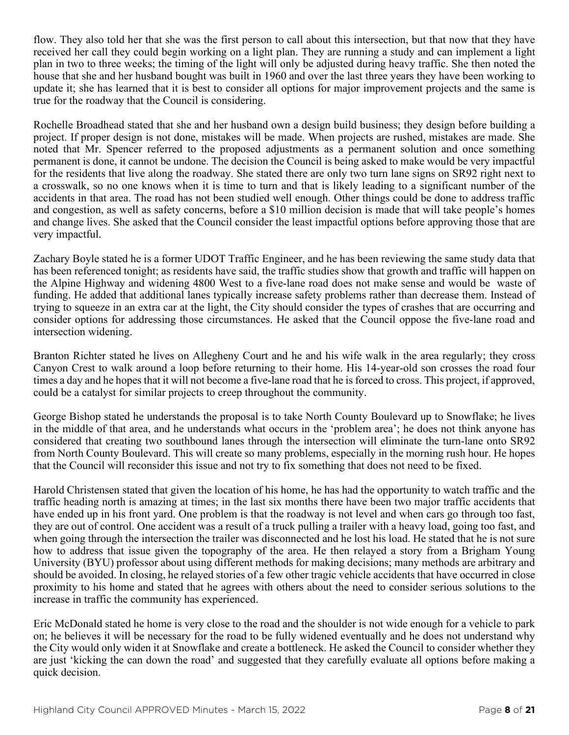flow. They also told her that she was the first person to call about this intersection, but that now that they have received her call they could begin working on a light plan. They are running a study and can implement a light plan in two to three weeks; the timing of the light will only be adjusted during heavy traffic. She then noted the house that she and her husband bought was built in 1960 and over the last three years they have been working to update it; she has learned that it is best to consider all options for major improvement projects and the same is true for the roadway that the Council is considering.

Rochelle Broadhead stated that she and her husband own a design build business; they design before building a project. If proper design is not done, mistakes will be made. When projects are rushed, mistakes are made. She noted that Mr. Spencer referred to the proposed adjustments as a permanent solution and once something permanent is done, it cannot be undone. The decision the Council is being asked to make would be very impactful for the residents that live along the roadway. She stated there are only two turn lane signs on SR92 right next to a crosswalk, so no one knows when it is time to turn and that is likely leading to a significant number of the accidents in that area. The road has not been studied well enough. Other things could be done to address traffic and congestion, as well as safety concerns, before a $10 million decision is made that will take people's homes and change lives. She asked that the Council consider the least impactful options before approving those that are very impactful.

Zachary Boyle stated he is a former UDOT Traffic Engineer, and he has been reviewing the same study data that has been referenced tonight; as residents have said, the traffic studies show that growth and traffic will happen on the Alpine Highway and widening 4800 West to a five-lane road does not make sense and would be waste of funding. He added that additional lanes typically increase safety problems rather than decrease them. Instead of trying to squeeze in an extra car at the light, the City should consider the types of crashes that are occurring and consider options for addressing those circumstances. He asked that the Council oppose the five-lane road and intersection widening.

Branton Richter stated he lives on Allegheny Court and he and his wife walk in the area regularly; they cross Canyon Crest to walk around a loop before returning to their home. His 14-year-old son crosses the road four times a day and he hopes that it will not become a five-lane road that he is forced to cross. This project, if approved, could be a catalyst for similar projects to creep throughout the community.

George Bishop stated he understands the proposal is to take North County Boulevard up to Snowflake; he lives in the middle of that area, and he understands what occurs in the 'problem area'; he does not think anyone has considered that creating two southbound lanes through the intersection will eliminate the turn-lane onto SR92 from North County Boulevard. This will create so many problems, especially in the morning rush hour. He hopes that the Council will reconsider this issue and not try to fix something that does not need to be fixed.

Harold Christensen stated that given the location of his home, he has had the opportunity to watch traffic and the traffic heading north is amazing at times; in the last six months there have been two major traffic accidents that have ended up in his front yard. One problem is that the roadway is not level and when cars go through too fast, they are out of control. One accident was a result of a truck pulling a trailer with a heavy load, going too fast, and when going through the intersection the trailer was disconnected and he lost his load. He stated that he is not sure how to address that issue given the topography of the area. He then relayed a story from a Brigham Young University (BYU) professor about using different methods for making decisions; many methods are arbitrary and should be avoided. In closing, he relayed stories of a few other tragic vehicle accidents that have occurred in close proximity to his home and stated that he agrees with others about the need to consider serious solutions to the increase in traffic the community has experienced.

Eric McDonald stated he home is very close to the road and the shoulder is not wide enough for a vehicle to park on; he believes it will be necessary for the road to be fully widened eventually and he does not understand why the City would only widen it at Snowflake and create a bottleneck. He asked the Council to consider whether they are just 'kicking the can down the road' and suggested that they carefully evaluate all options before making a quick decision.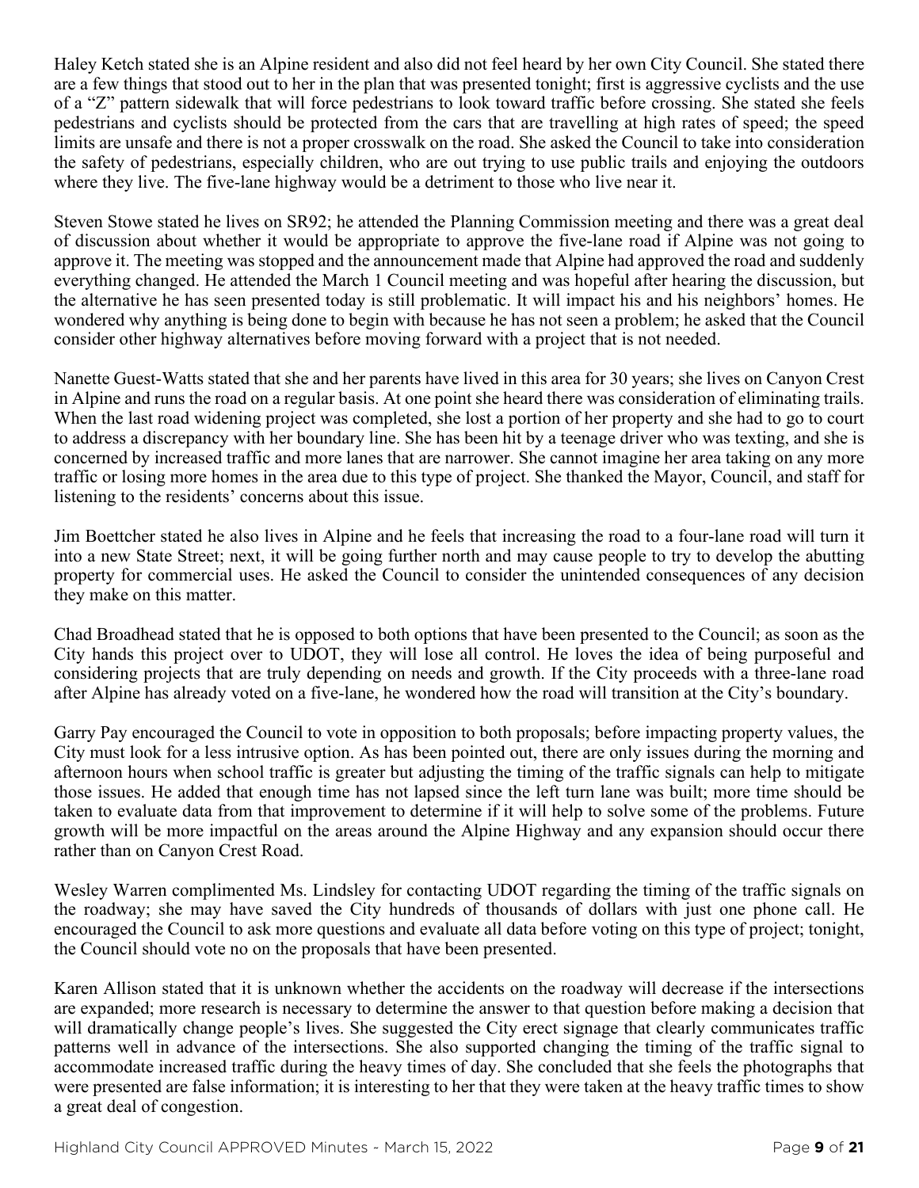Haley Ketch stated she is an Alpine resident and also did not feel heard by her own City Council. She stated there are a few things that stood out to her in the plan that was presented tonight; first is aggressive cyclists and the use of a "Z" pattern sidewalk that will force pedestrians to look toward traffic before crossing. She stated she feels pedestrians and cyclists should be protected from the cars that are travelling at high rates of speed; the speed limits are unsafe and there is not a proper crosswalk on the road. She asked the Council to take into consideration the safety of pedestrians, especially children, who are out trying to use public trails and enjoying the outdoors where they live. The five-lane highway would be a detriment to those who live near it.

Steven Stowe stated he lives on SR92; he attended the Planning Commission meeting and there was a great deal of discussion about whether it would be appropriate to approve the five-lane road if Alpine was not going to approve it. The meeting was stopped and the announcement made that Alpine had approved the road and suddenly everything changed. He attended the March 1 Council meeting and was hopeful after hearing the discussion, but the alternative he has seen presented today is still problematic. It will impact his and his neighbors' homes. He wondered why anything is being done to begin with because he has not seen a problem; he asked that the Council consider other highway alternatives before moving forward with a project that is not needed.

Nanette Guest-Watts stated that she and her parents have lived in this area for 30 years; she lives on Canyon Crest in Alpine and runs the road on a regular basis. At one point she heard there was consideration of eliminating trails. When the last road widening project was completed, she lost a portion of her property and she had to go to court to address a discrepancy with her boundary line. She has been hit by a teenage driver who was texting, and she is concerned by increased traffic and more lanes that are narrower. She cannot imagine her area taking on any more traffic or losing more homes in the area due to this type of project. She thanked the Mayor, Council, and staff for listening to the residents' concerns about this issue.

Jim Boettcher stated he also lives in Alpine and he feels that increasing the road to a four-lane road will turn it into a new State Street; next, it will be going further north and may cause people to try to develop the abutting property for commercial uses. He asked the Council to consider the unintended consequences of any decision they make on this matter.

Chad Broadhead stated that he is opposed to both options that have been presented to the Council; as soon as the City hands this project over to UDOT, they will lose all control. He loves the idea of being purposeful and considering projects that are truly depending on needs and growth. If the City proceeds with a three-lane road after Alpine has already voted on a five-lane, he wondered how the road will transition at the City's boundary.

Garry Pay encouraged the Council to vote in opposition to both proposals; before impacting property values, the City must look for a less intrusive option. As has been pointed out, there are only issues during the morning and afternoon hours when school traffic is greater but adjusting the timing of the traffic signals can help to mitigate those issues. He added that enough time has not lapsed since the left turn lane was built; more time should be taken to evaluate data from that improvement to determine if it will help to solve some of the problems. Future growth will be more impactful on the areas around the Alpine Highway and any expansion should occur there rather than on Canyon Crest Road.

Wesley Warren complimented Ms. Lindsley for contacting UDOT regarding the timing of the traffic signals on the roadway; she may have saved the City hundreds of thousands of dollars with just one phone call. He encouraged the Council to ask more questions and evaluate all data before voting on this type of project; tonight, the Council should vote no on the proposals that have been presented.

Karen Allison stated that it is unknown whether the accidents on the roadway will decrease if the intersections are expanded; more research is necessary to determine the answer to that question before making a decision that will dramatically change people's lives. She suggested the City erect signage that clearly communicates traffic patterns well in advance of the intersections. She also supported changing the timing of the traffic signal to accommodate increased traffic during the heavy times of day. She concluded that she feels the photographs that were presented are false information; it is interesting to her that they were taken at the heavy traffic times to show a great deal of congestion.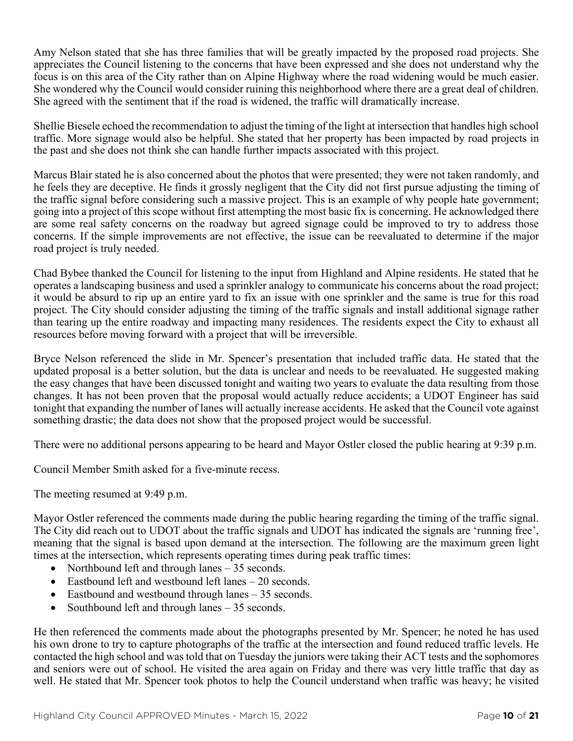Amy Nelson stated that she has three families that will be greatly impacted by the proposed road projects. She appreciates the Council listening to the concerns that have been expressed and she does not understand why the focus is on this area of the City rather than on Alpine Highway where the road widening would be much easier. She wondered why the Council would consider ruining this neighborhood where there are a great deal of children. She agreed with the sentiment that if the road is widened, the traffic will dramatically increase.

Shellie Biesele echoed the recommendation to adjust the timing of the light at intersection that handles high school traffic. More signage would also be helpful. She stated that her property has been impacted by road projects in the past and she does not think she can handle further impacts associated with this project.

Marcus Blair stated he is also concerned about the photos that were presented; they were not taken randomly, and he feels they are deceptive. He finds it grossly negligent that the City did not first pursue adjusting the timing of the traffic signal before considering such a massive project. This is an example of why people hate government; going into a project of this scope without first attempting the most basic fix is concerning. He acknowledged there are some real safety concerns on the roadway but agreed signage could be improved to try to address those concerns. If the simple improvements are not effective, the issue can be reevaluated to determine if the major road project is truly needed.

Chad Bybee thanked the Council for listening to the input from Highland and Alpine residents. He stated that he operates a landscaping business and used a sprinkler analogy to communicate his concerns about the road project; it would be absurd to rip up an entire yard to fix an issue with one sprinkler and the same is true for this road project. The City should consider adjusting the timing of the traffic signals and install additional signage rather than tearing up the entire roadway and impacting many residences. The residents expect the City to exhaust all resources before moving forward with a project that will be irreversible.

Bryce Nelson referenced the slide in Mr. Spencer's presentation that included traffic data. He stated that the updated proposal is a better solution, but the data is unclear and needs to be reevaluated. He suggested making the easy changes that have been discussed tonight and waiting two years to evaluate the data resulting from those changes. It has not been proven that the proposal would actually reduce accidents; a UDOT Engineer has said tonight that expanding the number of lanes will actually increase accidents. He asked that the Council vote against something drastic; the data does not show that the proposed project would be successful.

There were no additional persons appearing to be heard and Mayor Ostler closed the public hearing at 9:39 p.m.

Council Member Smith asked for a five-minute recess.

The meeting resumed at 9:49 p.m.

Mayor Ostler referenced the comments made during the public hearing regarding the timing of the traffic signal. The City did reach out to UDOT about the traffic signals and UDOT has indicated the signals are 'running free', meaning that the signal is based upon demand at the intersection. The following are the maximum green light times at the intersection, which represents operating times during peak traffic times:

- Northbound left and through lanes – 35 seconds.
- Eastbound left and westbound left lanes – 20 seconds.
- Eastbound and westbound through lanes – 35 seconds.
- Southbound left and through lanes – 35 seconds.

He then referenced the comments made about the photographs presented by Mr. Spencer; he noted he has used his own drone to try to capture photographs of the traffic at the intersection and found reduced traffic levels. He contacted the high school and was told that on Tuesday the juniors were taking their ACT tests and the sophomores and seniors were out of school. He visited the area again on Friday and there was very little traffic that day as well. He stated that Mr. Spencer took photos to help the Council understand when traffic was heavy; he visited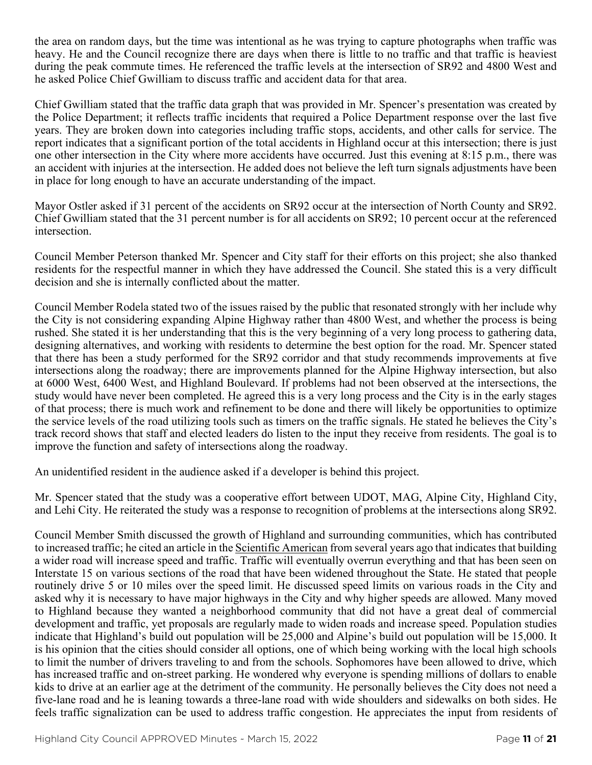the area on random days, but the time was intentional as he was trying to capture photographs when traffic was heavy. He and the Council recognize there are days when there is little to no traffic and that traffic is heaviest during the peak commute times. He referenced the traffic levels at the intersection of SR92 and 4800 West and he asked Police Chief Gwilliam to discuss traffic and accident data for that area.

Chief Gwilliam stated that the traffic data graph that was provided in Mr. Spencer's presentation was created by the Police Department; it reflects traffic incidents that required a Police Department response over the last five years. They are broken down into categories including traffic stops, accidents, and other calls for service. The report indicates that a significant portion of the total accidents in Highland occur at this intersection; there is just one other intersection in the City where more accidents have occurred. Just this evening at 8:15 p.m., there was an accident with injuries at the intersection. He added does not believe the left turn signals adjustments have been in place for long enough to have an accurate understanding of the impact.

Mayor Ostler asked if 31 percent of the accidents on SR92 occur at the intersection of North County and SR92. Chief Gwilliam stated that the 31 percent number is for all accidents on SR92; 10 percent occur at the referenced intersection.

Council Member Peterson thanked Mr. Spencer and City staff for their efforts on this project; she also thanked residents for the respectful manner in which they have addressed the Council. She stated this is a very difficult decision and she is internally conflicted about the matter.

Council Member Rodela stated two of the issues raised by the public that resonated strongly with her include why the City is not considering expanding Alpine Highway rather than 4800 West, and whether the process is being rushed. She stated it is her understanding that this is the very beginning of a very long process to gathering data, designing alternatives, and working with residents to determine the best option for the road. Mr. Spencer stated that there has been a study performed for the SR92 corridor and that study recommends improvements at five intersections along the roadway; there are improvements planned for the Alpine Highway intersection, but also at 6000 West, 6400 West, and Highland Boulevard. If problems had not been observed at the intersections, the study would have never been completed. He agreed this is a very long process and the City is in the early stages of that process; there is much work and refinement to be done and there will likely be opportunities to optimize the service levels of the road utilizing tools such as timers on the traffic signals. He stated he believes the City's track record shows that staff and elected leaders do listen to the input they receive from residents. The goal is to improve the function and safety of intersections along the roadway.

An unidentified resident in the audience asked if a developer is behind this project.

Mr. Spencer stated that the study was a cooperative effort between UDOT, MAG, Alpine City, Highland City, and Lehi City. He reiterated the study was a response to recognition of problems at the intersections along SR92.

Council Member Smith discussed the growth of Highland and surrounding communities, which has contributed to increased traffic; he cited an article in the Scientific American from several years ago that indicates that building a wider road will increase speed and traffic. Traffic will eventually overrun everything and that has been seen on Interstate 15 on various sections of the road that have been widened throughout the State. He stated that people routinely drive 5 or 10 miles over the speed limit. He discussed speed limits on various roads in the City and asked why it is necessary to have major highways in the City and why higher speeds are allowed. Many moved to Highland because they wanted a neighborhood community that did not have a great deal of commercial development and traffic, yet proposals are regularly made to widen roads and increase speed. Population studies indicate that Highland's build out population will be 25,000 and Alpine's build out population will be 15,000. It is his opinion that the cities should consider all options, one of which being working with the local high schools to limit the number of drivers traveling to and from the schools. Sophomores have been allowed to drive, which has increased traffic and on-street parking. He wondered why everyone is spending millions of dollars to enable kids to drive at an earlier age at the detriment of the community. He personally believes the City does not need a five-lane road and he is leaning towards a three-lane road with wide shoulders and sidewalks on both sides. He feels traffic signalization can be used to address traffic congestion. He appreciates the input from residents of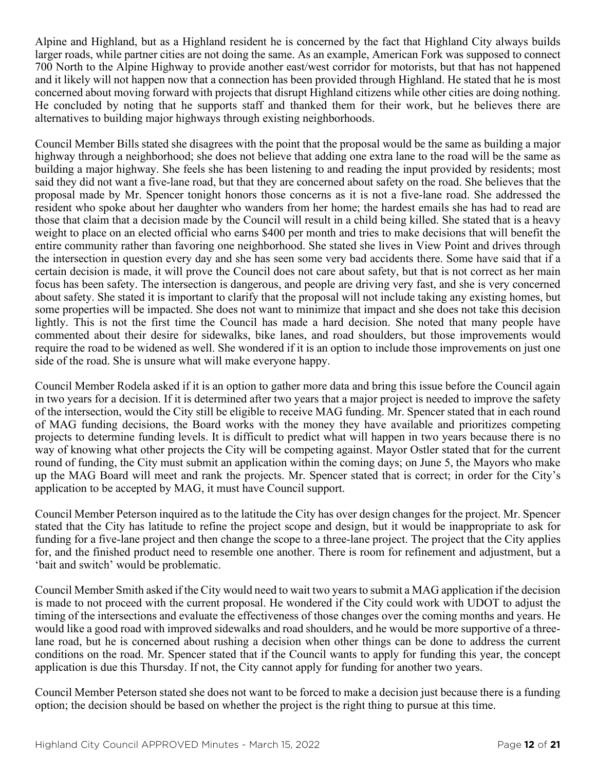Alpine and Highland, but as a Highland resident he is concerned by the fact that Highland City always builds larger roads, while partner cities are not doing the same. As an example, American Fork was supposed to connect 700 North to the Alpine Highway to provide another east/west corridor for motorists, but that has not happened and it likely will not happen now that a connection has been provided through Highland. He stated that he is most concerned about moving forward with projects that disrupt Highland citizens while other cities are doing nothing. He concluded by noting that he supports staff and thanked them for their work, but he believes there are alternatives to building major highways through existing neighborhoods.

Council Member Bills stated she disagrees with the point that the proposal would be the same as building a major highway through a neighborhood; she does not believe that adding one extra lane to the road will be the same as building a major highway. She feels she has been listening to and reading the input provided by residents; most said they did not want a five-lane road, but that they are concerned about safety on the road. She believes that the proposal made by Mr. Spencer tonight honors those concerns as it is not a five-lane road. She addressed the resident who spoke about her daughter who wanders from her home; the hardest emails she has had to read are those that claim that a decision made by the Council will result in a child being killed. She stated that is a heavy weight to place on an elected official who earns $400 per month and tries to make decisions that will benefit the entire community rather than favoring one neighborhood. She stated she lives in View Point and drives through the intersection in question every day and she has seen some very bad accidents there. Some have said that if a certain decision is made, it will prove the Council does not care about safety, but that is not correct as her main focus has been safety. The intersection is dangerous, and people are driving very fast, and she is very concerned about safety. She stated it is important to clarify that the proposal will not include taking any existing homes, but some properties will be impacted. She does not want to minimize that impact and she does not take this decision lightly. This is not the first time the Council has made a hard decision. She noted that many people have commented about their desire for sidewalks, bike lanes, and road shoulders, but those improvements would require the road to be widened as well. She wondered if it is an option to include those improvements on just one side of the road. She is unsure what will make everyone happy.

Council Member Rodela asked if it is an option to gather more data and bring this issue before the Council again in two years for a decision. If it is determined after two years that a major project is needed to improve the safety of the intersection, would the City still be eligible to receive MAG funding. Mr. Spencer stated that in each round of MAG funding decisions, the Board works with the money they have available and prioritizes competing projects to determine funding levels. It is difficult to predict what will happen in two years because there is no way of knowing what other projects the City will be competing against. Mayor Ostler stated that for the current round of funding, the City must submit an application within the coming days; on June 5, the Mayors who make up the MAG Board will meet and rank the projects. Mr. Spencer stated that is correct; in order for the City's application to be accepted by MAG, it must have Council support.

Council Member Peterson inquired as to the latitude the City has over design changes for the project. Mr. Spencer stated that the City has latitude to refine the project scope and design, but it would be inappropriate to ask for funding for a five-lane project and then change the scope to a three-lane project. The project that the City applies for, and the finished product need to resemble one another. There is room for refinement and adjustment, but a 'bait and switch' would be problematic.

Council Member Smith asked if the City would need to wait two years to submit a MAG application if the decision is made to not proceed with the current proposal. He wondered if the City could work with UDOT to adjust the timing of the intersections and evaluate the effectiveness of those changes over the coming months and years. He would like a good road with improved sidewalks and road shoulders, and he would be more supportive of a three-lane road, but he is concerned about rushing a decision when other things can be done to address the current conditions on the road. Mr. Spencer stated that if the Council wants to apply for funding this year, the concept application is due this Thursday. If not, the City cannot apply for funding for another two years.

Council Member Peterson stated she does not want to be forced to make a decision just because there is a funding option; the decision should be based on whether the project is the right thing to pursue at this time.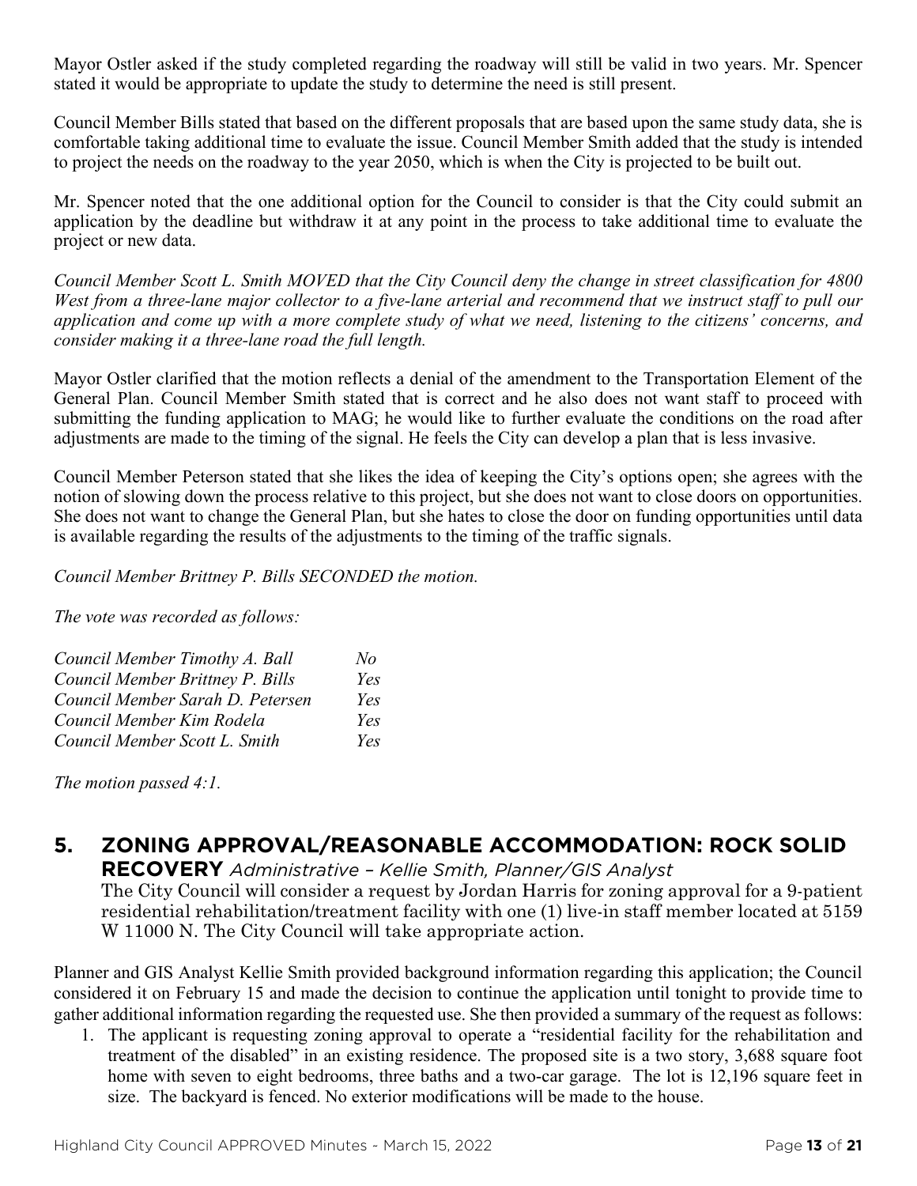Mayor Ostler asked if the study completed regarding the roadway will still be valid in two years. Mr. Spencer stated it would be appropriate to update the study to determine the need is still present.

Council Member Bills stated that based on the different proposals that are based upon the same study data, she is comfortable taking additional time to evaluate the issue. Council Member Smith added that the study is intended to project the needs on the roadway to the year 2050, which is when the City is projected to be built out.

Mr. Spencer noted that the one additional option for the Council to consider is that the City could submit an application by the deadline but withdraw it at any point in the process to take additional time to evaluate the project or new data.

*Council Member Scott L. Smith MOVED that the City Council deny the change in street classification for 4800 West from a three-lane major collector to a five-lane arterial and recommend that we instruct staff to pull our application and come up with a more complete study of what we need, listening to the citizens' concerns, and consider making it a three-lane road the full length.*

Mayor Ostler clarified that the motion reflects a denial of the amendment to the Transportation Element of the General Plan. Council Member Smith stated that is correct and he also does not want staff to proceed with submitting the funding application to MAG; he would like to further evaluate the conditions on the road after adjustments are made to the timing of the signal. He feels the City can develop a plan that is less invasive.

Council Member Peterson stated that she likes the idea of keeping the City's options open; she agrees with the notion of slowing down the process relative to this project, but she does not want to close doors on opportunities. She does not want to change the General Plan, but she hates to close the door on funding opportunities until data is available regarding the results of the adjustments to the timing of the traffic signals.

*Council Member Brittney P. Bills SECONDED the motion.*

*The vote was recorded as follows:*

| | |
|---|---|
| *Council Member Timothy A. Ball* | *No* |
| *Council Member Brittney P. Bills* | *Yes* |
| *Council Member Sarah D. Petersen* | *Yes* |
| *Council Member Kim Rodela* | *Yes* |
| *Council Member Scott L. Smith* | *Yes* |

*The motion passed 4:1.*

## 5. ZONING APPROVAL/REASONABLE ACCOMMODATION: ROCK SOLID RECOVERY *Administrative – Kellie Smith, Planner/GIS Analyst*

The City Council will consider a request by Jordan Harris for zoning approval for a 9-patient residential rehabilitation/treatment facility with one (1) live-in staff member located at 5159 W 11000 N. The City Council will take appropriate action.

Planner and GIS Analyst Kellie Smith provided background information regarding this application; the Council considered it on February 15 and made the decision to continue the application until tonight to provide time to gather additional information regarding the requested use. She then provided a summary of the request as follows:

1. The applicant is requesting zoning approval to operate a "residential facility for the rehabilitation and treatment of the disabled" in an existing residence. The proposed site is a two story, 3,688 square foot home with seven to eight bedrooms, three baths and a two-car garage. The lot is 12,196 square feet in size. The backyard is fenced. No exterior modifications will be made to the house.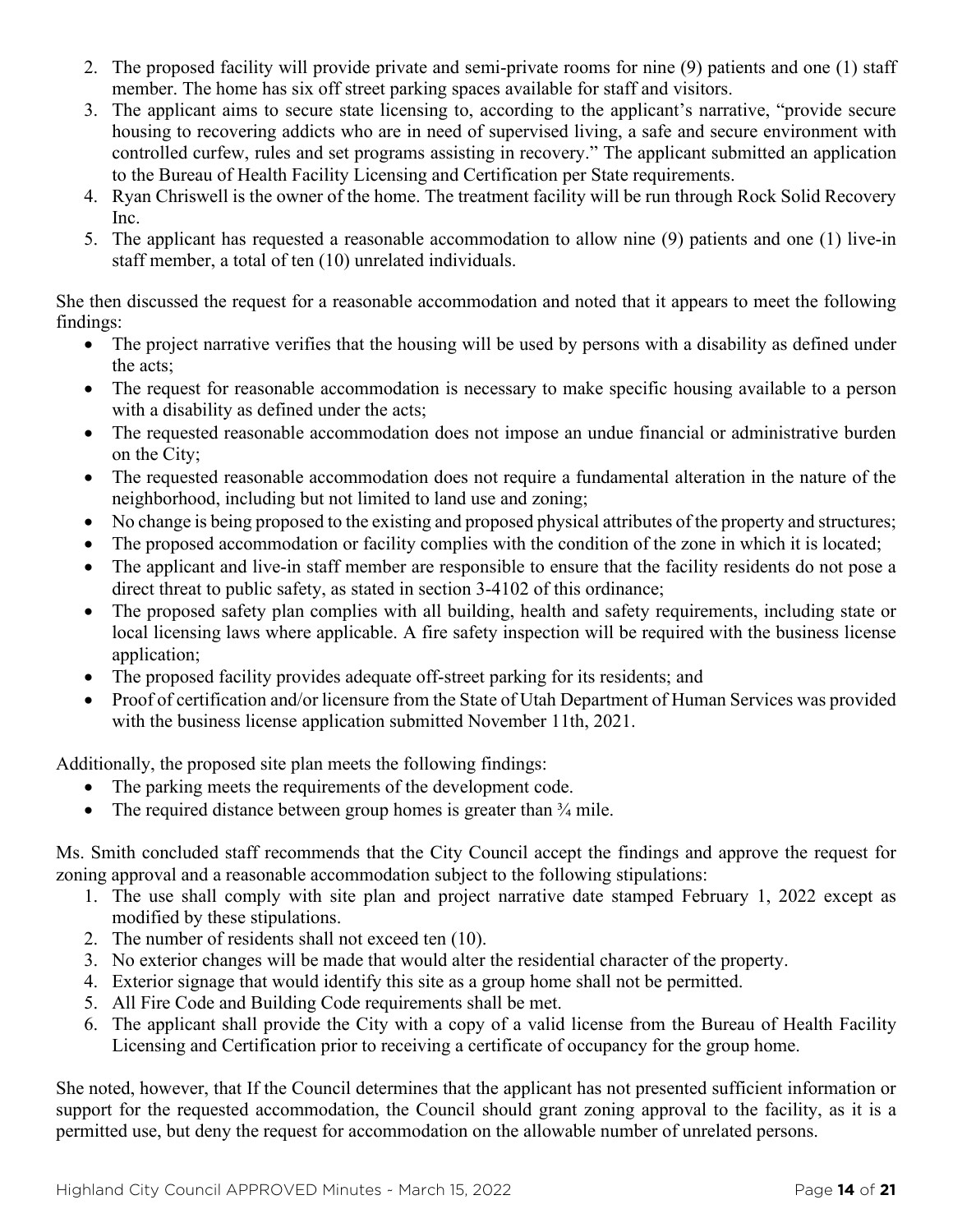2. The proposed facility will provide private and semi-private rooms for nine (9) patients and one (1) staff member. The home has six off street parking spaces available for staff and visitors.
3. The applicant aims to secure state licensing to, according to the applicant's narrative, "provide secure housing to recovering addicts who are in need of supervised living, a safe and secure environment with controlled curfew, rules and set programs assisting in recovery." The applicant submitted an application to the Bureau of Health Facility Licensing and Certification per State requirements.
4. Ryan Chriswell is the owner of the home. The treatment facility will be run through Rock Solid Recovery Inc.
5. The applicant has requested a reasonable accommodation to allow nine (9) patients and one (1) live-in staff member, a total of ten (10) unrelated individuals.

She then discussed the request for a reasonable accommodation and noted that it appears to meet the following findings:

- The project narrative verifies that the housing will be used by persons with a disability as defined under the acts;
- The request for reasonable accommodation is necessary to make specific housing available to a person with a disability as defined under the acts;
- The requested reasonable accommodation does not impose an undue financial or administrative burden on the City;
- The requested reasonable accommodation does not require a fundamental alteration in the nature of the neighborhood, including but not limited to land use and zoning;
- No change is being proposed to the existing and proposed physical attributes of the property and structures;
- The proposed accommodation or facility complies with the condition of the zone in which it is located;
- The applicant and live-in staff member are responsible to ensure that the facility residents do not pose a direct threat to public safety, as stated in section 3-4102 of this ordinance;
- The proposed safety plan complies with all building, health and safety requirements, including state or local licensing laws where applicable. A fire safety inspection will be required with the business license application;
- The proposed facility provides adequate off-street parking for its residents; and
- Proof of certification and/or licensure from the State of Utah Department of Human Services was provided with the business license application submitted November 11th, 2021.

Additionally, the proposed site plan meets the following findings:

- The parking meets the requirements of the development code.
- The required distance between group homes is greater than ¾ mile.

Ms. Smith concluded staff recommends that the City Council accept the findings and approve the request for zoning approval and a reasonable accommodation subject to the following stipulations:

1. The use shall comply with site plan and project narrative date stamped February 1, 2022 except as modified by these stipulations.
2. The number of residents shall not exceed ten (10).
3. No exterior changes will be made that would alter the residential character of the property.
4. Exterior signage that would identify this site as a group home shall not be permitted.
5. All Fire Code and Building Code requirements shall be met.
6. The applicant shall provide the City with a copy of a valid license from the Bureau of Health Facility Licensing and Certification prior to receiving a certificate of occupancy for the group home.

She noted, however, that If the Council determines that the applicant has not presented sufficient information or support for the requested accommodation, the Council should grant zoning approval to the facility, as it is a permitted use, but deny the request for accommodation on the allowable number of unrelated persons.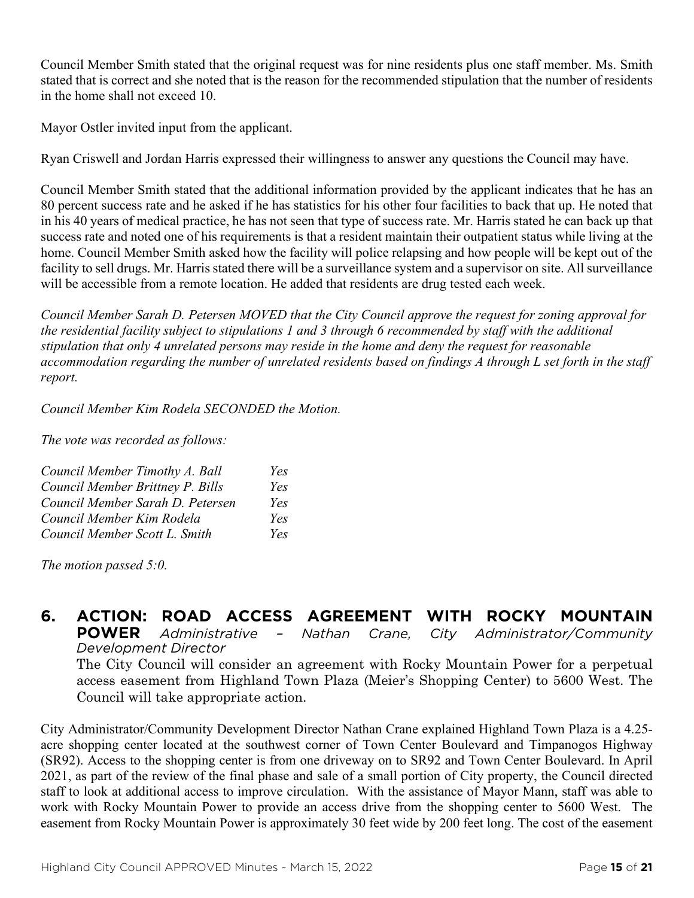Council Member Smith stated that the original request was for nine residents plus one staff member. Ms. Smith stated that is correct and she noted that is the reason for the recommended stipulation that the number of residents in the home shall not exceed 10.

Mayor Ostler invited input from the applicant.

Ryan Criswell and Jordan Harris expressed their willingness to answer any questions the Council may have.

Council Member Smith stated that the additional information provided by the applicant indicates that he has an 80 percent success rate and he asked if he has statistics for his other four facilities to back that up. He noted that in his 40 years of medical practice, he has not seen that type of success rate. Mr. Harris stated he can back up that success rate and noted one of his requirements is that a resident maintain their outpatient status while living at the home. Council Member Smith asked how the facility will police relapsing and how people will be kept out of the facility to sell drugs. Mr. Harris stated there will be a surveillance system and a supervisor on site. All surveillance will be accessible from a remote location. He added that residents are drug tested each week.

*Council Member Sarah D. Petersen MOVED that the City Council approve the request for zoning approval for the residential facility subject to stipulations 1 and 3 through 6 recommended by staff with the additional stipulation that only 4 unrelated persons may reside in the home and deny the request for reasonable accommodation regarding the number of unrelated residents based on findings A through L set forth in the staff report.*

*Council Member Kim Rodela SECONDED the Motion.*

*The vote was recorded as follows:*

| | |
|---|---|
| *Council Member Timothy A. Ball* | *Yes* |
| *Council Member Brittney P. Bills* | *Yes* |
| *Council Member Sarah D. Petersen* | *Yes* |
| *Council Member Kim Rodela* | *Yes* |
| *Council Member Scott L. Smith* | *Yes* |

*The motion passed 5:0.*

## 6. ACTION: ROAD ACCESS AGREEMENT WITH ROCKY MOUNTAIN POWER *Administrative – Nathan Crane, City Administrator/Community Development Director*

The City Council will consider an agreement with Rocky Mountain Power for a perpetual access easement from Highland Town Plaza (Meier's Shopping Center) to 5600 West. The Council will take appropriate action.

City Administrator/Community Development Director Nathan Crane explained Highland Town Plaza is a 4.25-acre shopping center located at the southwest corner of Town Center Boulevard and Timpanogos Highway (SR92). Access to the shopping center is from one driveway on to SR92 and Town Center Boulevard. In April 2021, as part of the review of the final phase and sale of a small portion of City property, the Council directed staff to look at additional access to improve circulation. With the assistance of Mayor Mann, staff was able to work with Rocky Mountain Power to provide an access drive from the shopping center to 5600 West. The easement from Rocky Mountain Power is approximately 30 feet wide by 200 feet long. The cost of the easement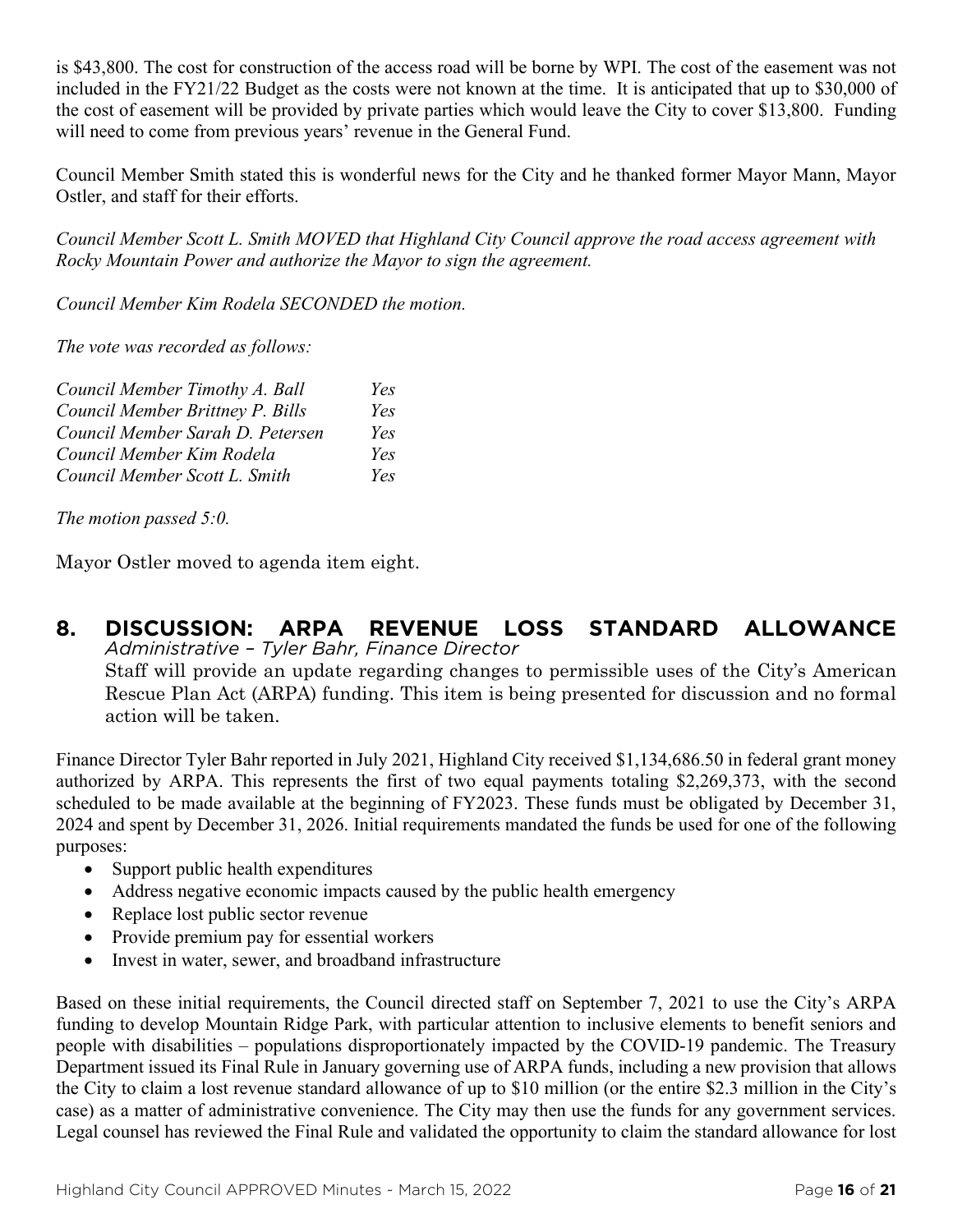is $43,800. The cost for construction of the access road will be borne by WPI. The cost of the easement was not included in the FY21/22 Budget as the costs were not known at the time. It is anticipated that up to $30,000 of the cost of easement will be provided by private parties which would leave the City to cover $13,800. Funding will need to come from previous years' revenue in the General Fund.

Council Member Smith stated this is wonderful news for the City and he thanked former Mayor Mann, Mayor Ostler, and staff for their efforts.

*Council Member Scott L. Smith MOVED that Highland City Council approve the road access agreement with Rocky Mountain Power and authorize the Mayor to sign the agreement.*

*Council Member Kim Rodela SECONDED the motion.*

*The vote was recorded as follows:*

| | |
|---|---|
| *Council Member Timothy A. Ball* | *Yes* |
| *Council Member Brittney P. Bills* | *Yes* |
| *Council Member Sarah D. Petersen* | *Yes* |
| *Council Member Kim Rodela* | *Yes* |
| *Council Member Scott L. Smith* | *Yes* |

*The motion passed 5:0.*

Mayor Ostler moved to agenda item eight.

## 8. DISCUSSION: ARPA REVENUE LOSS STANDARD ALLOWANCE

*Administrative – Tyler Bahr, Finance Director*

Staff will provide an update regarding changes to permissible uses of the City's American Rescue Plan Act (ARPA) funding. This item is being presented for discussion and no formal action will be taken.

Finance Director Tyler Bahr reported in July 2021, Highland City received $1,134,686.50 in federal grant money authorized by ARPA. This represents the first of two equal payments totaling $2,269,373, with the second scheduled to be made available at the beginning of FY2023. These funds must be obligated by December 31, 2024 and spent by December 31, 2026. Initial requirements mandated the funds be used for one of the following purposes:

- Support public health expenditures
- Address negative economic impacts caused by the public health emergency
- Replace lost public sector revenue
- Provide premium pay for essential workers
- Invest in water, sewer, and broadband infrastructure

Based on these initial requirements, the Council directed staff on September 7, 2021 to use the City's ARPA funding to develop Mountain Ridge Park, with particular attention to inclusive elements to benefit seniors and people with disabilities – populations disproportionately impacted by the COVID-19 pandemic. The Treasury Department issued its Final Rule in January governing use of ARPA funds, including a new provision that allows the City to claim a lost revenue standard allowance of up to $10 million (or the entire $2.3 million in the City's case) as a matter of administrative convenience. The City may then use the funds for any government services. Legal counsel has reviewed the Final Rule and validated the opportunity to claim the standard allowance for lost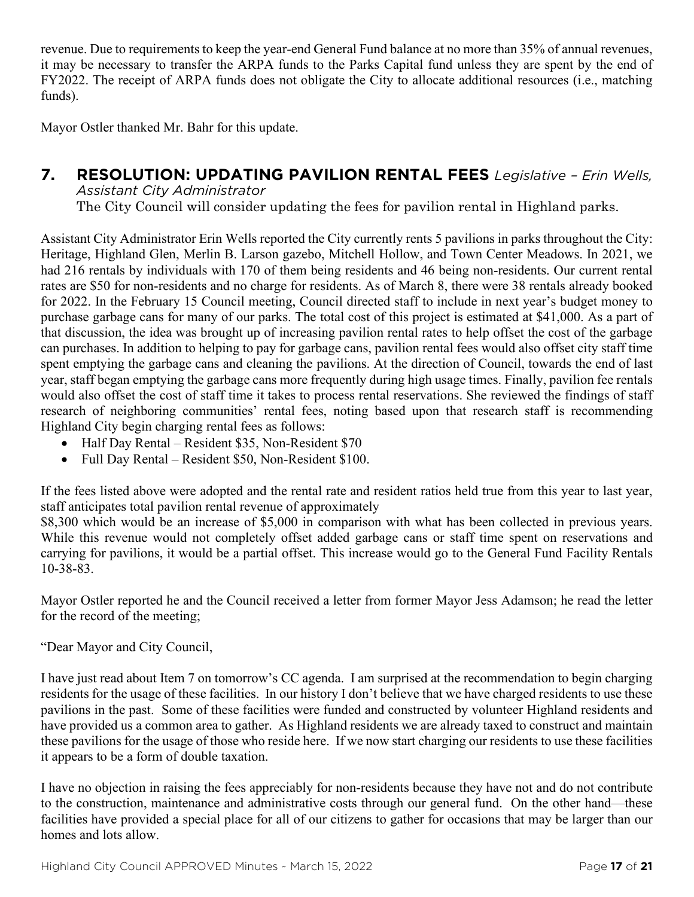revenue. Due to requirements to keep the year-end General Fund balance at no more than 35% of annual revenues, it may be necessary to transfer the ARPA funds to the Parks Capital fund unless they are spent by the end of FY2022. The receipt of ARPA funds does not obligate the City to allocate additional resources (i.e., matching funds).

Mayor Ostler thanked Mr. Bahr for this update.

## 7. RESOLUTION: UPDATING PAVILION RENTAL FEES *Legislative – Erin Wells, Assistant City Administrator*

The City Council will consider updating the fees for pavilion rental in Highland parks.

Assistant City Administrator Erin Wells reported the City currently rents 5 pavilions in parks throughout the City: Heritage, Highland Glen, Merlin B. Larson gazebo, Mitchell Hollow, and Town Center Meadows. In 2021, we had 216 rentals by individuals with 170 of them being residents and 46 being non-residents. Our current rental rates are $50 for non-residents and no charge for residents. As of March 8, there were 38 rentals already booked for 2022. In the February 15 Council meeting, Council directed staff to include in next year's budget money to purchase garbage cans for many of our parks. The total cost of this project is estimated at $41,000. As a part of that discussion, the idea was brought up of increasing pavilion rental rates to help offset the cost of the garbage can purchases. In addition to helping to pay for garbage cans, pavilion rental fees would also offset city staff time spent emptying the garbage cans and cleaning the pavilions. At the direction of Council, towards the end of last year, staff began emptying the garbage cans more frequently during high usage times. Finally, pavilion fee rentals would also offset the cost of staff time it takes to process rental reservations. She reviewed the findings of staff research of neighboring communities' rental fees, noting based upon that research staff is recommending Highland City begin charging rental fees as follows:

- Half Day Rental – Resident $35, Non-Resident $70
- Full Day Rental – Resident $50, Non-Resident $100.

If the fees listed above were adopted and the rental rate and resident ratios held true from this year to last year, staff anticipates total pavilion rental revenue of approximately
$8,300 which would be an increase of $5,000 in comparison with what has been collected in previous years. While this revenue would not completely offset added garbage cans or staff time spent on reservations and carrying for pavilions, it would be a partial offset. This increase would go to the General Fund Facility Rentals 10-38-83.

Mayor Ostler reported he and the Council received a letter from former Mayor Jess Adamson; he read the letter for the record of the meeting;

"Dear Mayor and City Council,

I have just read about Item 7 on tomorrow's CC agenda. I am surprised at the recommendation to begin charging residents for the usage of these facilities. In our history I don't believe that we have charged residents to use these pavilions in the past. Some of these facilities were funded and constructed by volunteer Highland residents and have provided us a common area to gather. As Highland residents we are already taxed to construct and maintain these pavilions for the usage of those who reside here. If we now start charging our residents to use these facilities it appears to be a form of double taxation.

I have no objection in raising the fees appreciably for non-residents because they have not and do not contribute to the construction, maintenance and administrative costs through our general fund. On the other hand—these facilities have provided a special place for all of our citizens to gather for occasions that may be larger than our homes and lots allow.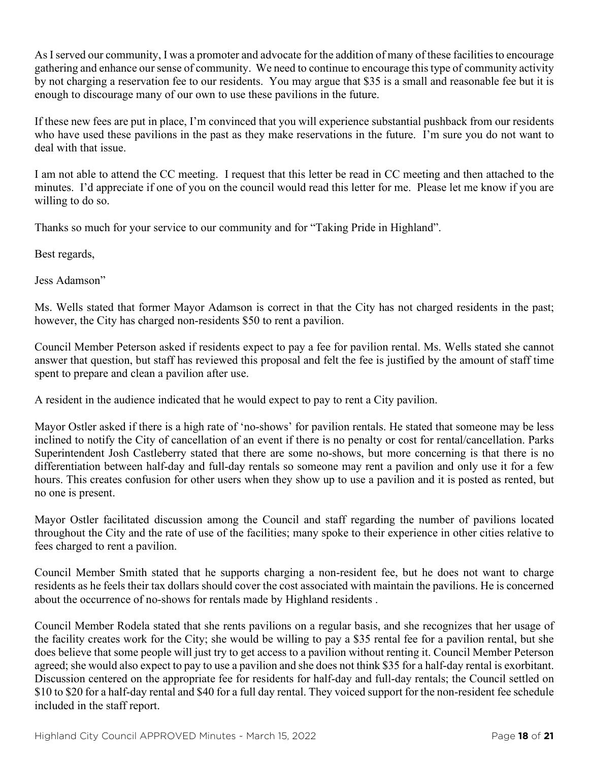As I served our community, I was a promoter and advocate for the addition of many of these facilities to encourage gathering and enhance our sense of community. We need to continue to encourage this type of community activity by not charging a reservation fee to our residents. You may argue that $35 is a small and reasonable fee but it is enough to discourage many of our own to use these pavilions in the future.

If these new fees are put in place, I'm convinced that you will experience substantial pushback from our residents who have used these pavilions in the past as they make reservations in the future. I'm sure you do not want to deal with that issue.

I am not able to attend the CC meeting. I request that this letter be read in CC meeting and then attached to the minutes. I'd appreciate if one of you on the council would read this letter for me. Please let me know if you are willing to do so.

Thanks so much for your service to our community and for "Taking Pride in Highland".

Best regards,

Jess Adamson"

Ms. Wells stated that former Mayor Adamson is correct in that the City has not charged residents in the past; however, the City has charged non-residents $50 to rent a pavilion.

Council Member Peterson asked if residents expect to pay a fee for pavilion rental. Ms. Wells stated she cannot answer that question, but staff has reviewed this proposal and felt the fee is justified by the amount of staff time spent to prepare and clean a pavilion after use.

A resident in the audience indicated that he would expect to pay to rent a City pavilion.

Mayor Ostler asked if there is a high rate of 'no-shows' for pavilion rentals. He stated that someone may be less inclined to notify the City of cancellation of an event if there is no penalty or cost for rental/cancellation. Parks Superintendent Josh Castleberry stated that there are some no-shows, but more concerning is that there is no differentiation between half-day and full-day rentals so someone may rent a pavilion and only use it for a few hours. This creates confusion for other users when they show up to use a pavilion and it is posted as rented, but no one is present.

Mayor Ostler facilitated discussion among the Council and staff regarding the number of pavilions located throughout the City and the rate of use of the facilities; many spoke to their experience in other cities relative to fees charged to rent a pavilion.

Council Member Smith stated that he supports charging a non-resident fee, but he does not want to charge residents as he feels their tax dollars should cover the cost associated with maintain the pavilions. He is concerned about the occurrence of no-shows for rentals made by Highland residents .

Council Member Rodela stated that she rents pavilions on a regular basis, and she recognizes that her usage of the facility creates work for the City; she would be willing to pay a $35 rental fee for a pavilion rental, but she does believe that some people will just try to get access to a pavilion without renting it. Council Member Peterson agreed; she would also expect to pay to use a pavilion and she does not think $35 for a half-day rental is exorbitant. Discussion centered on the appropriate fee for residents for half-day and full-day rentals; the Council settled on $10 to $20 for a half-day rental and $40 for a full day rental. They voiced support for the non-resident fee schedule included in the staff report.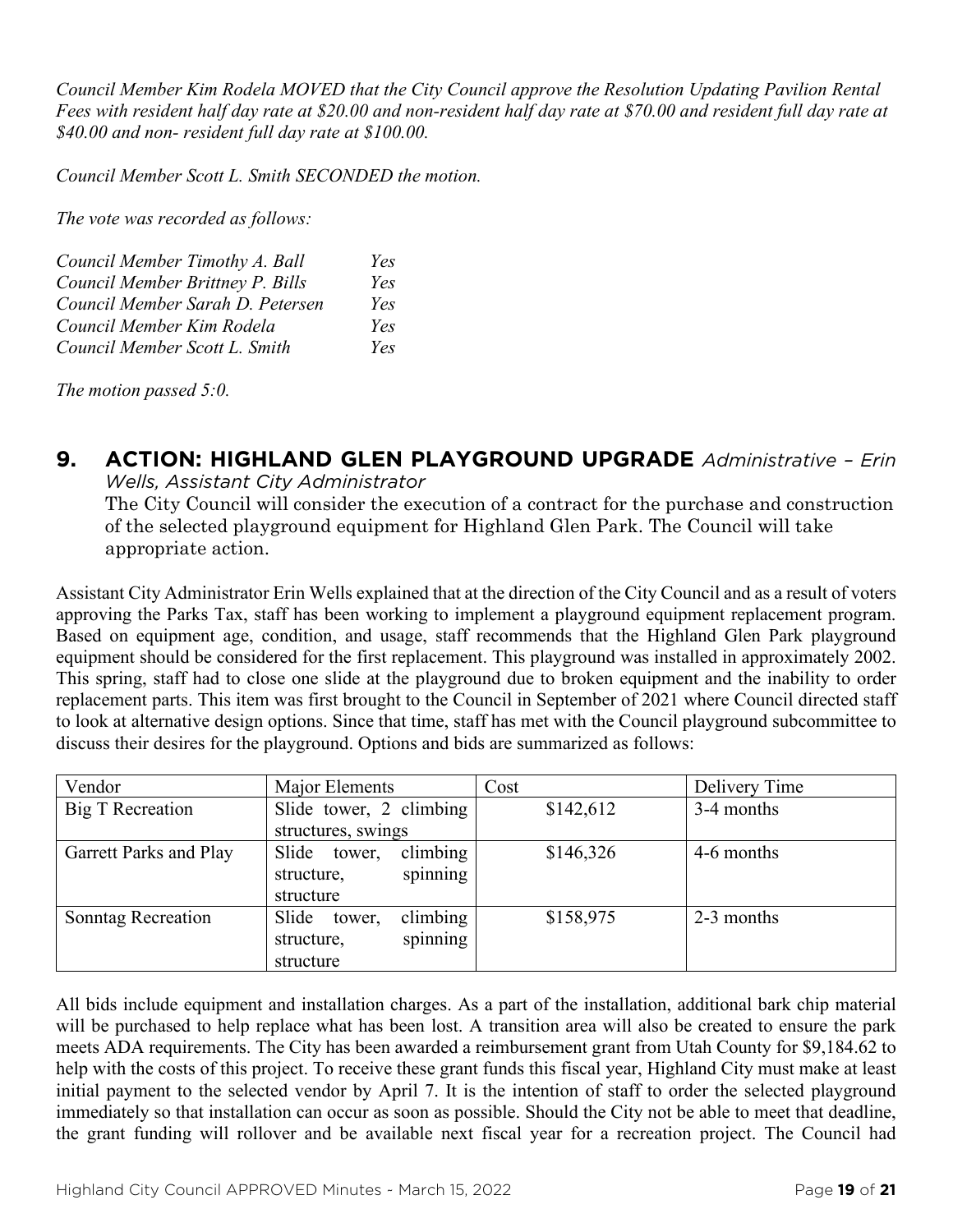*Council Member Kim Rodela MOVED that the City Council approve the Resolution Updating Pavilion Rental Fees with resident half day rate at $20.00 and non-resident half day rate at $70.00 and resident full day rate at $40.00 and non- resident full day rate at $100.00.*

*Council Member Scott L. Smith SECONDED the motion.*

*The vote was recorded as follows:*

*Council Member Timothy A. Ball Yes*
*Council Member Brittney P. Bills Yes*
*Council Member Sarah D. Petersen Yes*
*Council Member Kim Rodela Yes*
*Council Member Scott L. Smith Yes*

*The motion passed 5:0.*

## 9. ACTION: HIGHLAND GLEN PLAYGROUND UPGRADE *Administrative – Erin Wells, Assistant City Administrator*

The City Council will consider the execution of a contract for the purchase and construction of the selected playground equipment for Highland Glen Park. The Council will take appropriate action.

Assistant City Administrator Erin Wells explained that at the direction of the City Council and as a result of voters approving the Parks Tax, staff has been working to implement a playground equipment replacement program. Based on equipment age, condition, and usage, staff recommends that the Highland Glen Park playground equipment should be considered for the first replacement. This playground was installed in approximately 2002. This spring, staff had to close one slide at the playground due to broken equipment and the inability to order replacement parts. This item was first brought to the Council in September of 2021 where Council directed staff to look at alternative design options. Since that time, staff has met with the Council playground subcommittee to discuss their desires for the playground. Options and bids are summarized as follows:

| Vendor | Major Elements | Cost | Delivery Time |
|---|---|---|---|
| Big T Recreation | Slide tower, 2 climbing structures, swings | $142,612 | 3-4 months |
| Garrett Parks and Play | Slide tower, climbing structure, spinning structure | $146,326 | 4-6 months |
| Sonntag Recreation | Slide tower, climbing structure, spinning structure | $158,975 | 2-3 months |

All bids include equipment and installation charges. As a part of the installation, additional bark chip material will be purchased to help replace what has been lost. A transition area will also be created to ensure the park meets ADA requirements. The City has been awarded a reimbursement grant from Utah County for $9,184.62 to help with the costs of this project. To receive these grant funds this fiscal year, Highland City must make at least initial payment to the selected vendor by April 7. It is the intention of staff to order the selected playground immediately so that installation can occur as soon as possible. Should the City not be able to meet that deadline, the grant funding will rollover and be available next fiscal year for a recreation project. The Council had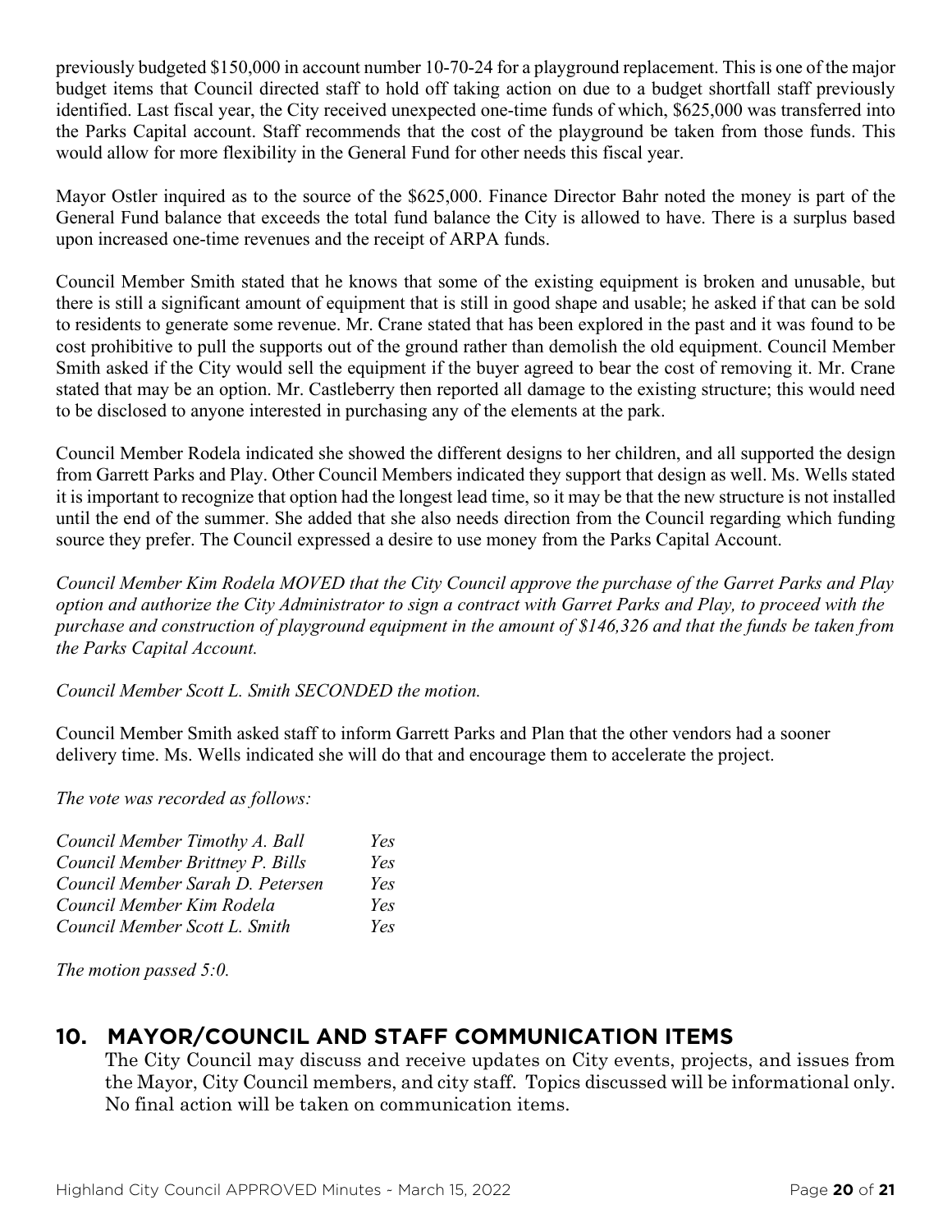previously budgeted $150,000 in account number 10-70-24 for a playground replacement. This is one of the major budget items that Council directed staff to hold off taking action on due to a budget shortfall staff previously identified. Last fiscal year, the City received unexpected one-time funds of which, $625,000 was transferred into the Parks Capital account. Staff recommends that the cost of the playground be taken from those funds. This would allow for more flexibility in the General Fund for other needs this fiscal year.

Mayor Ostler inquired as to the source of the $625,000. Finance Director Bahr noted the money is part of the General Fund balance that exceeds the total fund balance the City is allowed to have. There is a surplus based upon increased one-time revenues and the receipt of ARPA funds.

Council Member Smith stated that he knows that some of the existing equipment is broken and unusable, but there is still a significant amount of equipment that is still in good shape and usable; he asked if that can be sold to residents to generate some revenue. Mr. Crane stated that has been explored in the past and it was found to be cost prohibitive to pull the supports out of the ground rather than demolish the old equipment. Council Member Smith asked if the City would sell the equipment if the buyer agreed to bear the cost of removing it. Mr. Crane stated that may be an option. Mr. Castleberry then reported all damage to the existing structure; this would need to be disclosed to anyone interested in purchasing any of the elements at the park.

Council Member Rodela indicated she showed the different designs to her children, and all supported the design from Garrett Parks and Play. Other Council Members indicated they support that design as well. Ms. Wells stated it is important to recognize that option had the longest lead time, so it may be that the new structure is not installed until the end of the summer. She added that she also needs direction from the Council regarding which funding source they prefer. The Council expressed a desire to use money from the Parks Capital Account.

*Council Member Kim Rodela MOVED that the City Council approve the purchase of the Garret Parks and Play option and authorize the City Administrator to sign a contract with Garret Parks and Play, to proceed with the purchase and construction of playground equipment in the amount of $146,326 and that the funds be taken from the Parks Capital Account.*

*Council Member Scott L. Smith SECONDED the motion.*

Council Member Smith asked staff to inform Garrett Parks and Plan that the other vendors had a sooner delivery time. Ms. Wells indicated she will do that and encourage them to accelerate the project.

*The vote was recorded as follows:*

| | |
|---|---|
| *Council Member Timothy A. Ball* | *Yes* |
| *Council Member Brittney P. Bills* | *Yes* |
| *Council Member Sarah D. Petersen* | *Yes* |
| *Council Member Kim Rodela* | *Yes* |
| *Council Member Scott L. Smith* | *Yes* |

*The motion passed 5:0.*

## 10. MAYOR/COUNCIL AND STAFF COMMUNICATION ITEMS

The City Council may discuss and receive updates on City events, projects, and issues from the Mayor, City Council members, and city staff. Topics discussed will be informational only. No final action will be taken on communication items.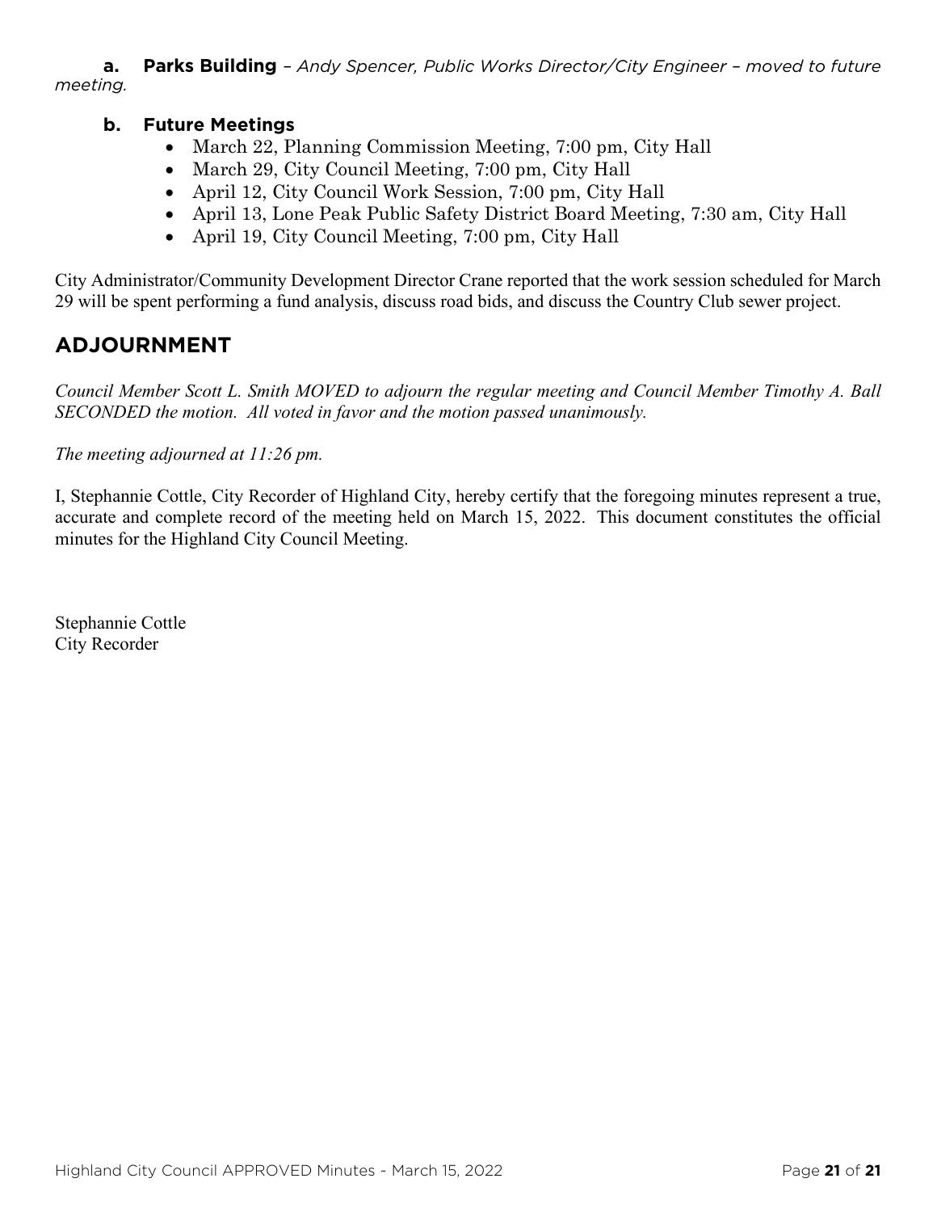**a. Parks Building** *– Andy Spencer, Public Works Director/City Engineer – moved to future meeting.*

**b. Future Meetings**

- March 22, Planning Commission Meeting, 7:00 pm, City Hall
- March 29, City Council Meeting, 7:00 pm, City Hall
- April 12, City Council Work Session, 7:00 pm, City Hall
- April 13, Lone Peak Public Safety District Board Meeting, 7:30 am, City Hall
- April 19, City Council Meeting, 7:00 pm, City Hall

City Administrator/Community Development Director Crane reported that the work session scheduled for March 29 will be spent performing a fund analysis, discuss road bids, and discuss the Country Club sewer project.

## ADJOURNMENT

*Council Member Scott L. Smith MOVED to adjourn the regular meeting and Council Member Timothy A. Ball SECONDED the motion. All voted in favor and the motion passed unanimously.*

*The meeting adjourned at 11:26 pm.*

I, Stephannie Cottle, City Recorder of Highland City, hereby certify that the foregoing minutes represent a true, accurate and complete record of the meeting held on March 15, 2022. This document constitutes the official minutes for the Highland City Council Meeting.

Stephannie Cottle
City Recorder